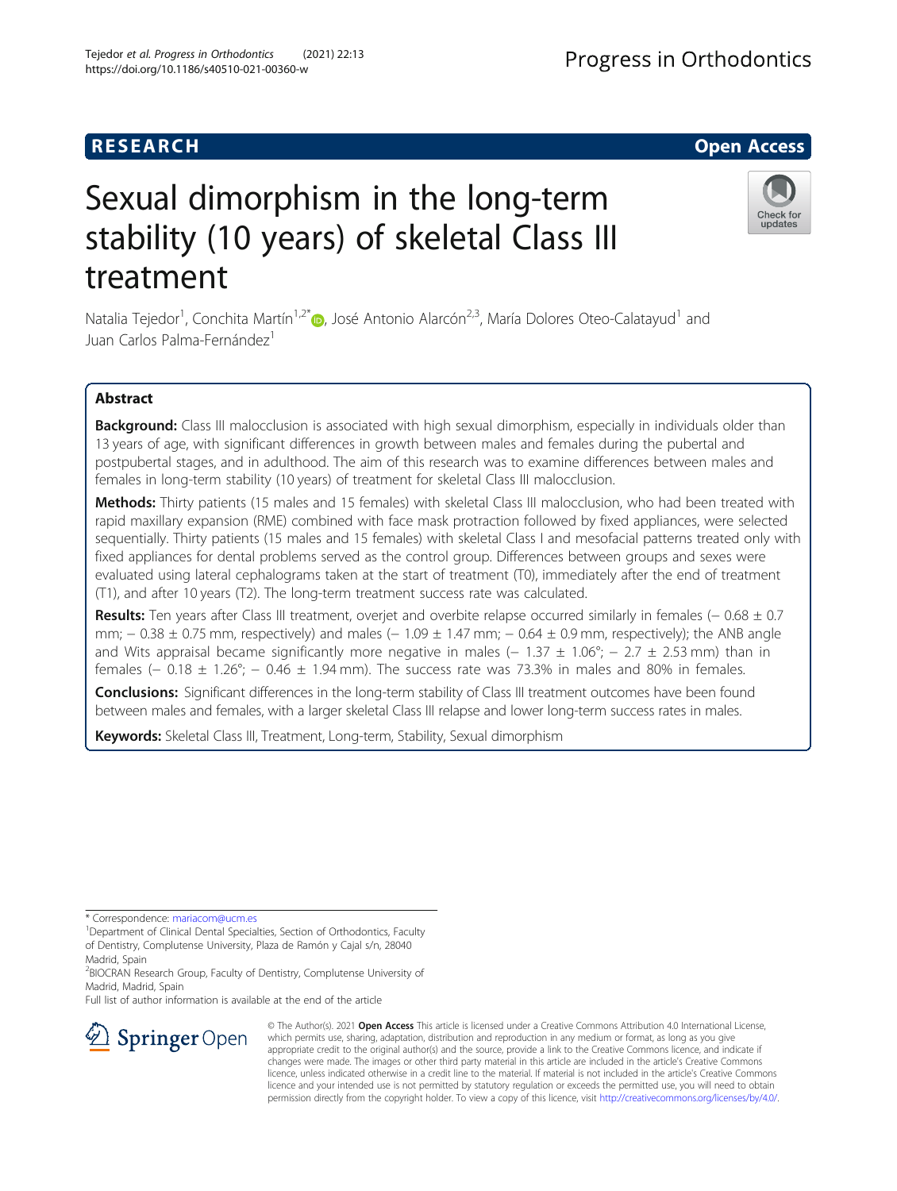RESEARCH

Open Access

# Sexual dimorphism in the long-term stability (10 years) of skeletal Class III treatment

Natalia Tejedor[1], Conchita Martín[1,2*], José Antonio Alarcón[2,3], María Dolores Oteo-Calatayud[1] and Juan Carlos Palma-Fernández[1]

## Abstract

**Background:** Class III malocclusion is associated with high sexual dimorphism, especially in individuals older than 13 years of age, with significant differences in growth between males and females during the pubertal and postpubertal stages, and in adulthood. The aim of this research was to examine differences between males and females in long-term stability (10 years) of treatment for skeletal Class III malocclusion.

**Methods:** Thirty patients (15 males and 15 females) with skeletal Class III malocclusion, who had been treated with rapid maxillary expansion (RME) combined with face mask protraction followed by fixed appliances, were selected sequentially. Thirty patients (15 males and 15 females) with skeletal Class I and mesofacial patterns treated only with fixed appliances for dental problems served as the control group. Differences between groups and sexes were evaluated using lateral cephalograms taken at the start of treatment (T0), immediately after the end of treatment (T1), and after 10 years (T2). The long-term treatment success rate was calculated.

**Results:** Ten years after Class III treatment, overjet and overbite relapse occurred similarly in females (− 0.68 ± 0.7 mm; − 0.38 ± 0.75 mm, respectively) and males (− 1.09 ± 1.47 mm; − 0.64 ± 0.9 mm, respectively); the ANB angle and Wits appraisal became significantly more negative in males (− 1.37 ± 1.06°; − 2.7 ± 2.53 mm) than in females (− 0.18 ± 1.26°; − 0.46 ± 1.94 mm). The success rate was 73.3% in males and 80% in females.

**Conclusions:** Significant differences in the long-term stability of Class III treatment outcomes have been found between males and females, with a larger skeletal Class III relapse and lower long-term success rates in males.

**Keywords:** Skeletal Class III, Treatment, Long-term, Stability, Sexual dimorphism

---

\* Correspondence: mariacom@ucm.es

[1]Department of Clinical Dental Specialties, Section of Orthodontics, Faculty of Dentistry, Complutense University, Plaza de Ramón y Cajal s/n, 28040 Madrid, Spain

[2]BIOCRAN Research Group, Faculty of Dentistry, Complutense University of Madrid, Madrid, Spain

Full list of author information is available at the end of the article

© The Author(s). 2021 **Open Access** This article is licensed under a Creative Commons Attribution 4.0 International License, which permits use, sharing, adaptation, distribution and reproduction in any medium or format, as long as you give appropriate credit to the original author(s) and the source, provide a link to the Creative Commons licence, and indicate if changes were made. The images or other third party material in this article are included in the article's Creative Commons licence, unless indicated otherwise in a credit line to the material. If material is not included in the article's Creative Commons licence and your intended use is not permitted by statutory regulation or exceeds the permitted use, you will need to obtain permission directly from the copyright holder. To view a copy of this licence, visit http://creativecommons.org/licenses/by/4.0/.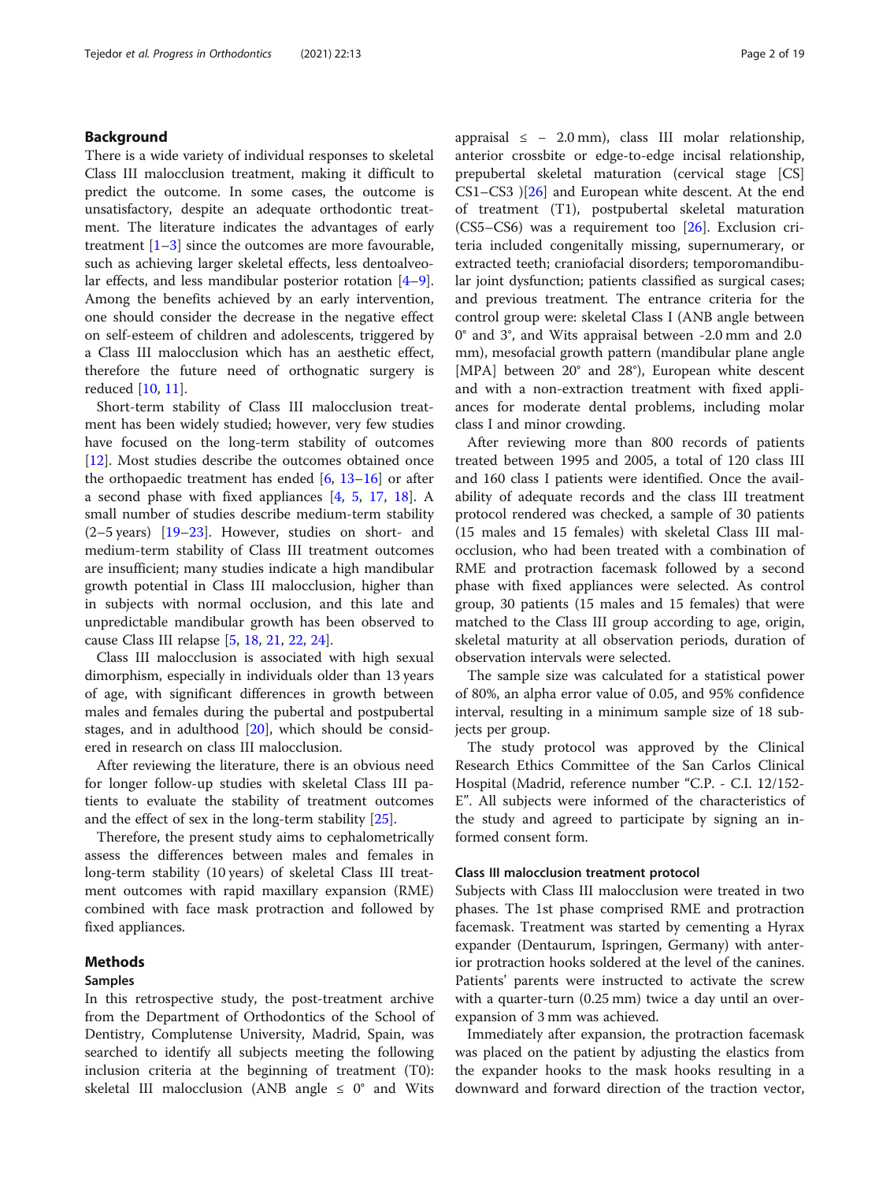## Background

There is a wide variety of individual responses to skeletal Class III malocclusion treatment, making it difficult to predict the outcome. In some cases, the outcome is unsatisfactory, despite an adequate orthodontic treatment. The literature indicates the advantages of early treatment [1–3] since the outcomes are more favourable, such as achieving larger skeletal effects, less dentoalveolar effects, and less mandibular posterior rotation [4–9]. Among the benefits achieved by an early intervention, one should consider the decrease in the negative effect on self-esteem of children and adolescents, triggered by a Class III malocclusion which has an aesthetic effect, therefore the future need of orthognatic surgery is reduced [10, 11].

Short-term stability of Class III malocclusion treatment has been widely studied; however, very few studies have focused on the long-term stability of outcomes [12]. Most studies describe the outcomes obtained once the orthopaedic treatment has ended [6, 13–16] or after a second phase with fixed appliances [4, 5, 17, 18]. A small number of studies describe medium-term stability (2–5 years) [19–23]. However, studies on short- and medium-term stability of Class III treatment outcomes are insufficient; many studies indicate a high mandibular growth potential in Class III malocclusion, higher than in subjects with normal occlusion, and this late and unpredictable mandibular growth has been observed to cause Class III relapse [5, 18, 21, 22, 24].

Class III malocclusion is associated with high sexual dimorphism, especially in individuals older than 13 years of age, with significant differences in growth between males and females during the pubertal and postpubertal stages, and in adulthood [20], which should be considered in research on class III malocclusion.

After reviewing the literature, there is an obvious need for longer follow-up studies with skeletal Class III patients to evaluate the stability of treatment outcomes and the effect of sex in the long-term stability [25].

Therefore, the present study aims to cephalometrically assess the differences between males and females in long-term stability (10 years) of skeletal Class III treatment outcomes with rapid maxillary expansion (RME) combined with face mask protraction and followed by fixed appliances.

## Methods

### Samples

In this retrospective study, the post-treatment archive from the Department of Orthodontics of the School of Dentistry, Complutense University, Madrid, Spain, was searched to identify all subjects meeting the following inclusion criteria at the beginning of treatment (T0): skeletal III malocclusion (ANB angle ≤ 0° and Wits appraisal ≤ − 2.0 mm), class III molar relationship, anterior crossbite or edge-to-edge incisal relationship, prepubertal skeletal maturation (cervical stage [CS] CS1–CS3 )[26] and European white descent. At the end of treatment (T1), postpubertal skeletal maturation (CS5–CS6) was a requirement too [26]. Exclusion criteria included congenitally missing, supernumerary, or extracted teeth; craniofacial disorders; temporomandibular joint dysfunction; patients classified as surgical cases; and previous treatment. The entrance criteria for the control group were: skeletal Class I (ANB angle between 0° and 3°, and Wits appraisal between -2.0 mm and 2.0 mm), mesofacial growth pattern (mandibular plane angle [MPA] between 20° and 28°), European white descent and with a non-extraction treatment with fixed appliances for moderate dental problems, including molar class I and minor crowding.

After reviewing more than 800 records of patients treated between 1995 and 2005, a total of 120 class III and 160 class I patients were identified. Once the availability of adequate records and the class III treatment protocol rendered was checked, a sample of 30 patients (15 males and 15 females) with skeletal Class III malocclusion, who had been treated with a combination of RME and protraction facemask followed by a second phase with fixed appliances were selected. As control group, 30 patients (15 males and 15 females) that were matched to the Class III group according to age, origin, skeletal maturity at all observation periods, duration of observation intervals were selected.

The sample size was calculated for a statistical power of 80%, an alpha error value of 0.05, and 95% confidence interval, resulting in a minimum sample size of 18 subjects per group.

The study protocol was approved by the Clinical Research Ethics Committee of the San Carlos Clinical Hospital (Madrid, reference number "C.P. - C.I. 12/152-E". All subjects were informed of the characteristics of the study and agreed to participate by signing an informed consent form.

### Class III malocclusion treatment protocol

Subjects with Class III malocclusion were treated in two phases. The 1st phase comprised RME and protraction facemask. Treatment was started by cementing a Hyrax expander (Dentaurum, Ispringen, Germany) with anterior protraction hooks soldered at the level of the canines. Patients' parents were instructed to activate the screw with a quarter-turn (0.25 mm) twice a day until an over-expansion of 3 mm was achieved.

Immediately after expansion, the protraction facemask was placed on the patient by adjusting the elastics from the expander hooks to the mask hooks resulting in a downward and forward direction of the traction vector,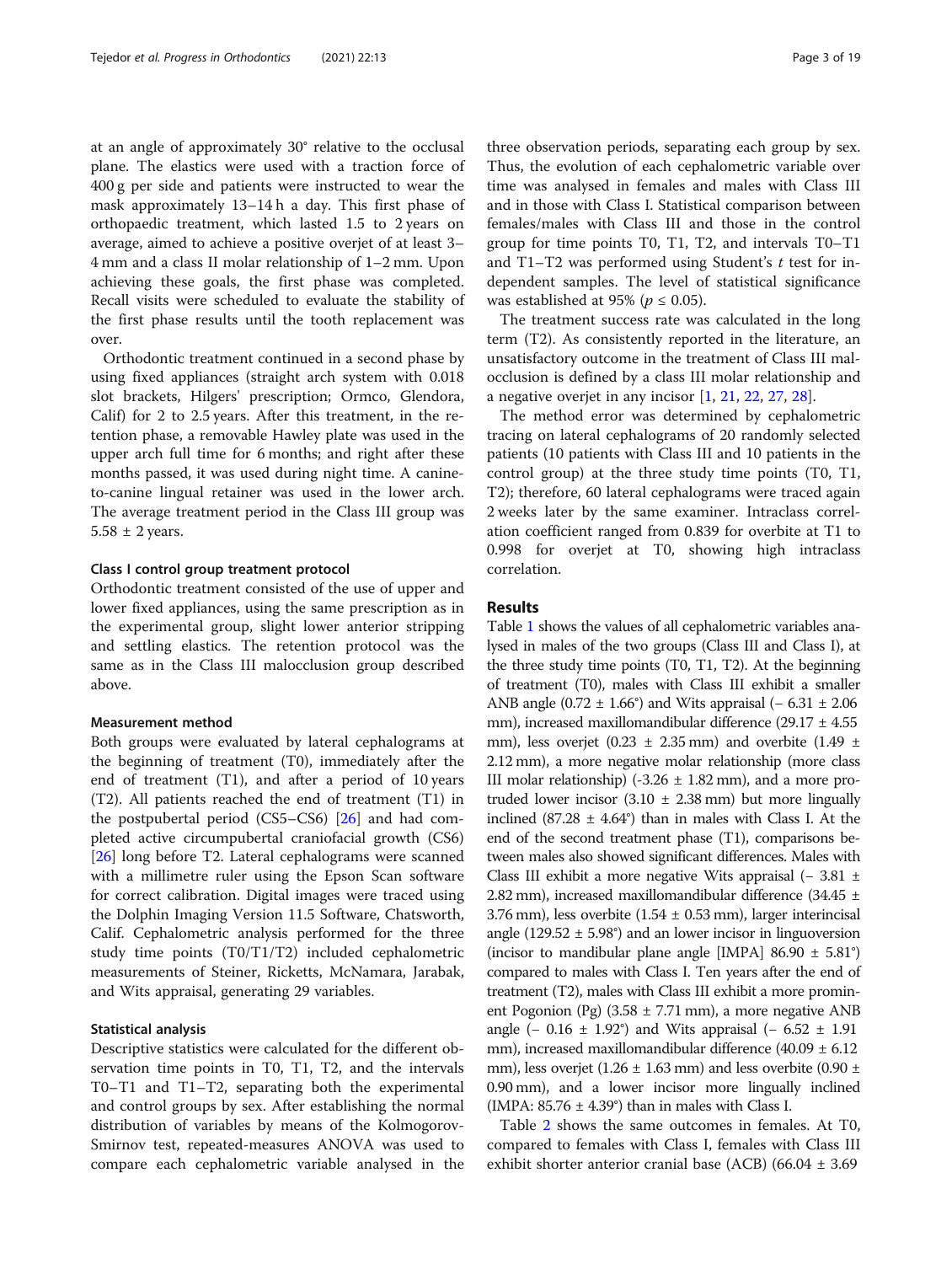at an angle of approximately 30° relative to the occlusal plane. The elastics were used with a traction force of 400 g per side and patients were instructed to wear the mask approximately 13–14 h a day. This first phase of orthopaedic treatment, which lasted 1.5 to 2 years on average, aimed to achieve a positive overjet of at least 3–4 mm and a class II molar relationship of 1–2 mm. Upon achieving these goals, the first phase was completed. Recall visits were scheduled to evaluate the stability of the first phase results until the tooth replacement was over.

Orthodontic treatment continued in a second phase by using fixed appliances (straight arch system with 0.018 slot brackets, Hilgers' prescription; Ormco, Glendora, Calif) for 2 to 2.5 years. After this treatment, in the retention phase, a removable Hawley plate was used in the upper arch full time for 6 months; and right after these months passed, it was used during night time. A canine-to-canine lingual retainer was used in the lower arch. The average treatment period in the Class III group was 5.58 ± 2 years.

### Class I control group treatment protocol

Orthodontic treatment consisted of the use of upper and lower fixed appliances, using the same prescription as in the experimental group, slight lower anterior stripping and settling elastics. The retention protocol was the same as in the Class III malocclusion group described above.

### Measurement method

Both groups were evaluated by lateral cephalograms at the beginning of treatment (T0), immediately after the end of treatment (T1), and after a period of 10 years (T2). All patients reached the end of treatment (T1) in the postpubertal period (CS5–CS6) [26] and had completed active circumpubertal craniofacial growth (CS6) [26] long before T2. Lateral cephalograms were scanned with a millimetre ruler using the Epson Scan software for correct calibration. Digital images were traced using the Dolphin Imaging Version 11.5 Software, Chatsworth, Calif. Cephalometric analysis performed for the three study time points (T0/T1/T2) included cephalometric measurements of Steiner, Ricketts, McNamara, Jarabak, and Wits appraisal, generating 29 variables.

### Statistical analysis

Descriptive statistics were calculated for the different observation time points in T0, T1, T2, and the intervals T0–T1 and T1–T2, separating both the experimental and control groups by sex. After establishing the normal distribution of variables by means of the Kolmogorov-Smirnov test, repeated-measures ANOVA was used to compare each cephalometric variable analysed in the three observation periods, separating each group by sex. Thus, the evolution of each cephalometric variable over time was analysed in females and males with Class III and in those with Class I. Statistical comparison between females/males with Class III and those in the control group for time points T0, T1, T2, and intervals T0–T1 and T1–T2 was performed using Student's *t* test for independent samples. The level of statistical significance was established at 95% ($p \leq 0.05$).

The treatment success rate was calculated in the long term (T2). As consistently reported in the literature, an unsatisfactory outcome in the treatment of Class III malocclusion is defined by a class III molar relationship and a negative overjet in any incisor [1, 21, 22, 27, 28].

The method error was determined by cephalometric tracing on lateral cephalograms of 20 randomly selected patients (10 patients with Class III and 10 patients in the control group) at the three study time points (T0, T1, T2); therefore, 60 lateral cephalograms were traced again 2 weeks later by the same examiner. Intraclass correlation coefficient ranged from 0.839 for overbite at T1 to 0.998 for overjet at T0, showing high intraclass correlation.

## Results

Table 1 shows the values of all cephalometric variables analysed in males of the two groups (Class III and Class I), at the three study time points (T0, T1, T2). At the beginning of treatment (T0), males with Class III exhibit a smaller ANB angle (0.72 ± 1.66°) and Wits appraisal (− 6.31 ± 2.06 mm), increased maxillomandibular difference (29.17 ± 4.55 mm), less overjet (0.23 ± 2.35 mm) and overbite (1.49 ± 2.12 mm), a more negative molar relationship (more class III molar relationship) (-3.26 ± 1.82 mm), and a more protruded lower incisor (3.10 ± 2.38 mm) but more lingually inclined (87.28 ± 4.64°) than in males with Class I. At the end of the second treatment phase (T1), comparisons between males also showed significant differences. Males with Class III exhibit a more negative Wits appraisal (− 3.81 ± 2.82 mm), increased maxillomandibular difference (34.45 ± 3.76 mm), less overbite (1.54 ± 0.53 mm), larger interincisal angle (129.52 ± 5.98°) and an lower incisor in linguoversion (incisor to mandibular plane angle [IMPA] 86.90 ± 5.81°) compared to males with Class I. Ten years after the end of treatment (T2), males with Class III exhibit a more prominent Pogonion (Pg) (3.58 ± 7.71 mm), a more negative ANB angle (− 0.16 ± 1.92°) and Wits appraisal (− 6.52 ± 1.91 mm), increased maxillomandibular difference (40.09 ± 6.12 mm), less overjet (1.26 ± 1.63 mm) and less overbite (0.90 ± 0.90 mm), and a lower incisor more lingually inclined (IMPA: 85.76 ± 4.39°) than in males with Class I.

Table 2 shows the same outcomes in females. At T0, compared to females with Class I, females with Class III exhibit shorter anterior cranial base (ACB) (66.04 ± 3.69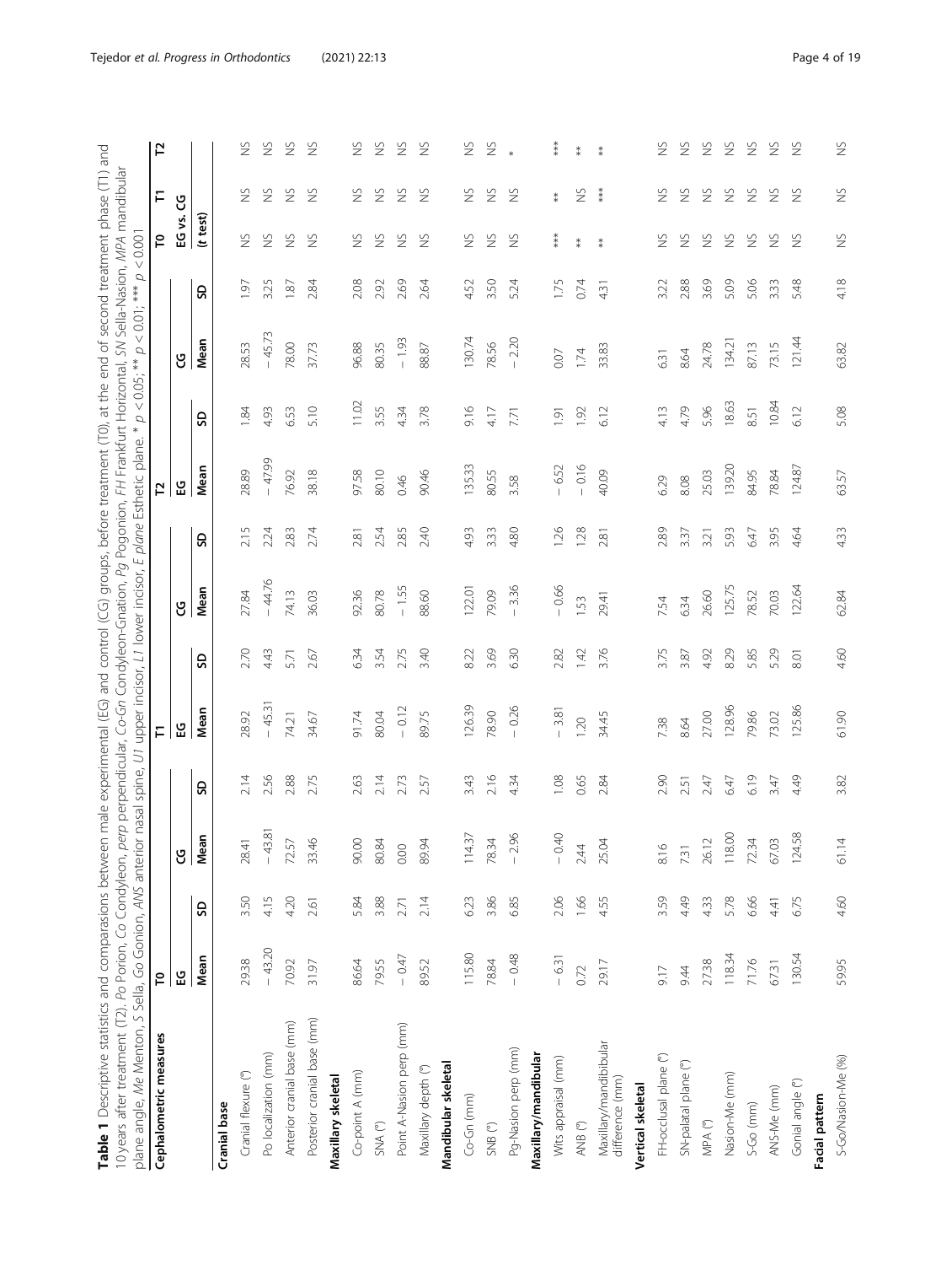**Table 1** Descriptive statistics and comparisons between male experimental (EG) and control (CG) groups, before treatment (T0), at the end of second treatment phase (T1) and 10 years after treatment (T2). *Po* Porion, *Co* Condyleon, *perp* perpendicular, *Co-Gn* Condyleon-Gnation, *Pg* Pogonion, *FH* Frankfurt Horizontal, *SN* Sella-Nasion, *MPA* mandibular plane angle, *Me* Menton, *S* Sella, *Go* Gonion, *ANS* anterior nasal spine, *U1* upper incisor, *L1* lower incisor, *E plane* Esthetic plane. * $p < 0.05$; ** $p < 0.01$; *** $p < 0.001$

| Cephalometric measures | T0 | | | | T1 | | | | T2 | | | | T0 | T1 | T2 |
|---|---|---|---|---|---|---|---|---|---|---|---|---|---|---|---|
| | EG | | CG | | EG | | CG | | EG | | CG | | EG vs. CG | | |
| | Mean | SD | Mean | SD | Mean | SD | Mean | SD | Mean | SD | Mean | SD | (*t* test) | | |
| **Cranial base** | | | | | | | | | | | | | | | |
| Cranial flexure (°) | 29.38 | 3.50 | 28.41 | 2.14 | 28.92 | 2.70 | 27.84 | 2.15 | 28.89 | 1.84 | 28.53 | 1.97 | NS | NS | NS |
| Po localization (mm) | − 43.20 | 4.15 | − 43.81 | 2.56 | − 45.31 | 4.43 | − 44.76 | 2.24 | − 47.99 | 4.93 | − 45.73 | 3.25 | NS | NS | NS |
| Anterior cranial base (mm) | 70.92 | 4.20 | 72.57 | 2.88 | 74.21 | 5.71 | 74.13 | 2.83 | 76.92 | 6.53 | 78.00 | 1.87 | NS | NS | NS |
| Posterior cranial base (mm) | 31.97 | 2.61 | 33.46 | 2.75 | 34.67 | 2.67 | 36.03 | 2.74 | 38.18 | 5.10 | 37.73 | 2.84 | NS | NS | NS |
| **Maxillary skeletal** | | | | | | | | | | | | | | | |
| Co-point A (mm) | 86.64 | 5.84 | 90.00 | 2.63 | 91.74 | 6.34 | 92.36 | 2.81 | 97.58 | 11.02 | 96.88 | 2.08 | NS | NS | NS |
| SNA (°) | 79.55 | 3.88 | 80.84 | 2.14 | 80.04 | 3.54 | 80.78 | 2.54 | 80.10 | 3.55 | 80.35 | 2.92 | NS | NS | NS |
| Point A-Nasion perp (mm) | − 0.47 | 2.71 | 0.00 | 2.73 | − 0.12 | 2.75 | − 1.55 | 2.85 | 0.46 | 4.34 | − 1.93 | 2.69 | NS | NS | NS |
| Maxillary depth (°) | 89.52 | 2.14 | 89.94 | 2.57 | 89.75 | 3.40 | 88.60 | 2.40 | 90.46 | 3.78 | 88.87 | 2.64 | NS | NS | NS |
| **Mandibular skeletal** | | | | | | | | | | | | | | | |
| Co-Gn (mm) | 115.80 | 6.23 | 114.37 | 3.43 | 126.39 | 8.22 | 122.01 | 4.93 | 135.33 | 9.16 | 130.74 | 4.52 | NS | NS | NS |
| SNB (°) | 78.84 | 3.86 | 78.34 | 2.16 | 78.90 | 3.69 | 79.09 | 3.33 | 80.55 | 4.17 | 78.56 | 3.50 | NS | NS | NS |
| Pg-Nasion perp (mm) | − 0.48 | 6.85 | − 2.96 | 4.34 | − 0.26 | 6.30 | − 3.36 | 4.80 | 3.58 | 7.71 | − 2.20 | 5.24 | NS | NS | * |
| **Maxillary/mandibular** | | | | | | | | | | | | | | | |
| Wits appraisal (mm) | − 6.31 | 2.06 | − 0.40 | 1.08 | − 3.81 | 2.82 | − 0.66 | 1.26 | − 6.52 | 1.91 | 0.07 | 1.75 | *** | ** | *** |
| ANB (°) | 0.72 | 1.66 | 2.44 | 0.65 | 1.20 | 1.42 | 1.53 | 1.28 | − 0.16 | 1.92 | 1.74 | 0.74 | ** | NS | ** |
| Maxillary/mandibular difference (mm) | 29.17 | 4.55 | 25.04 | 2.84 | 34.45 | 3.76 | 29.41 | 2.81 | 40.09 | 6.12 | 33.83 | 4.31 | ** | *** | ** |
| **Vertical skeletal** | | | | | | | | | | | | | | | |
| FH-occlusal plane (°) | 9.17 | 3.59 | 8.16 | 2.90 | 7.38 | 3.75 | 7.54 | 2.89 | 6.29 | 4.13 | 6.31 | 3.22 | NS | NS | NS |
| SN-palatal plane (°) | 9.44 | 4.49 | 7.31 | 2.51 | 8.64 | 3.87 | 6.34 | 3.37 | 8.08 | 4.79 | 8.64 | 2.88 | NS | NS | NS |
| MPA (°) | 27.38 | 4.33 | 26.12 | 2.47 | 27.00 | 4.92 | 26.60 | 3.21 | 25.03 | 5.96 | 24.78 | 3.69 | NS | NS | NS |
| Nasion-Me (mm) | 118.34 | 5.78 | 118.00 | 6.47 | 128.96 | 8.29 | 125.75 | 5.93 | 139.20 | 18.63 | 134.21 | 5.09 | NS | NS | NS |
| S-Go (mm) | 71.76 | 6.66 | 72.34 | 6.19 | 79.86 | 5.85 | 78.52 | 6.47 | 84.95 | 8.51 | 87.13 | 5.06 | NS | NS | NS |
| ANS-Me (mm) | 67.31 | 4.41 | 67.03 | 3.47 | 73.02 | 5.29 | 70.03 | 3.95 | 78.84 | 10.84 | 73.15 | 3.33 | NS | NS | NS |
| Gonial angle (°) | 130.54 | 6.75 | 124.58 | 4.49 | 125.86 | 8.01 | 122.64 | 4.64 | 124.87 | 6.12 | 121.44 | 5.48 | NS | NS | NS |
| **Facial pattern** | | | | | | | | | | | | | | | |
| S-Go/Nasion-Me (%) | 59.95 | 4.60 | 61.14 | 3.82 | 61.90 | 4.60 | 62.84 | 4.33 | 63.57 | 5.08 | 63.82 | 4.18 | NS | NS | NS |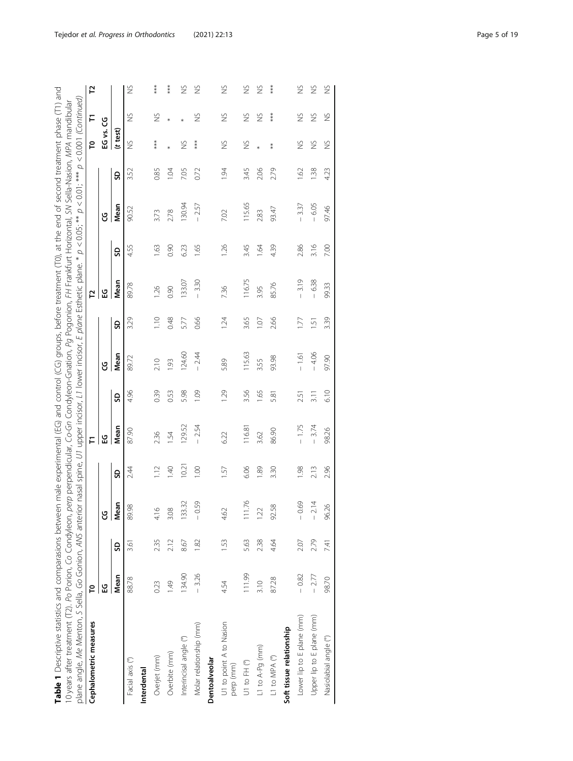**Table 1** Descriptive statistics and comparisons between male experimental (EG) and control (CG) groups, before treatment (T0), at the end of second treatment phase (T1) and 10 years after treatment (T2). *Po* Porion, *Co* Condyleon, *perp* perpendicular, *Co-Gn* Condyleon-Gnation, *Pg* Pogonion, *FH* Frankfurt Horizontal, *SN* Sella-Nasion, *MPA* mandibular plane angle, *Me* Menton, *S* Sella, *Go* Gonion, *ANS* anterior nasal spine, *U1* upper incisor, *L1* lower incisor, *E plane* Esthetic plane. * $p < 0.05$; ** $p < 0.01$; *** $p < 0.001$ *(Continued)*

| Cephalometric measures | T0 | | | | T1 | | | | T2 | | | | T0 | T1 | T2 |
|---|---|---|---|---|---|---|---|---|---|---|---|---|---|---|---|
| | EG | | CG | | EG | | CG | | EG | | CG | | EG vs. CG | | |
| | Mean | SD | Mean | SD | Mean | SD | Mean | SD | Mean | SD | Mean | SD | (t test) | | |
| Facial axis (°) | 88.78 | 3.61 | 89.98 | 2.44 | 87.90 | 4.96 | 89.72 | 3.29 | 89.78 | 4.55 | 90.52 | 3.52 | NS | NS | NS |
| **Interdental** | | | | | | | | | | | | | | | |
| Overjet (mm) | 0.23 | 2.35 | 4.16 | 1.12 | 2.36 | 0.39 | 2.10 | 1.10 | 1.26 | 1.63 | 3.73 | 0.85 | *** | NS | *** |
| Overbite (mm) | 1.49 | 2.12 | 3.08 | 1.40 | 1.54 | 0.53 | 1.93 | 0.48 | 0.90 | 0.90 | 2.78 | 1.04 | * | * | *** |
| Interincisal angle (°) | 134.90 | 8.67 | 133.32 | 10.21 | 129.52 | 5.98 | 124.60 | 5.77 | 133.07 | 6.23 | 130.94 | 7.05 | NS | * | NS |
| Molar relationship (mm) | − 3.26 | 1.82 | − 0.59 | 1.00 | − 2.54 | 1.09 | − 2.44 | 0.66 | − 3.30 | 1.65 | − 2.57 | 0.72 | *** | NS | NS |
| **Dentoalveolar** | | | | | | | | | | | | | | | |
| U1 to point A to Nasion perp (mm) | 4.54 | 1.53 | 4.62 | 1.57 | 6.22 | 1.29 | 5.89 | 1.24 | 7.36 | 1.26 | 7.02 | 1.94 | NS | NS | NS |
| U1 to FH (°) | 111.99 | 5.63 | 111.76 | 6.06 | 116.81 | 3.56 | 115.63 | 3.65 | 116.75 | 3.45 | 115.65 | 3.45 | NS | NS | NS |
| L1 to A-Pg (mm) | 3.10 | 2.38 | 1.22 | 1.89 | 3.62 | 1.65 | 3.55 | 1.07 | 3.95 | 1.64 | 2.83 | 2.06 | * | NS | NS |
| L1 to MPA (°) | 87.28 | 4.64 | 92.58 | 3.30 | 86.90 | 5.81 | 93.98 | 2.66 | 85.76 | 4.39 | 93.47 | 2.79 | ** | *** | *** |
| **Soft tissue relationship** | | | | | | | | | | | | | | | |
| Lower lip to E plane (mm) | − 0.82 | 2.07 | − 0.69 | 1.98 | − 1.75 | 2.51 | − 1.61 | 1.77 | − 3.19 | 2.86 | − 3.37 | 1.62 | NS | NS | NS |
| Upper lip to E plane (mm) | − 2.77 | 2.79 | − 2.14 | 2.13 | − 3.74 | 3.11 | − 4.06 | 1.51 | − 6.38 | 3.16 | − 6.05 | 1.38 | NS | NS | NS |
| Nasiolabial angle (°) | 98.70 | 7.41 | 96.26 | 2.96 | 98.26 | 6.10 | 97.90 | 3.39 | 99.33 | 7.00 | 97.46 | 4.23 | NS | NS | NS |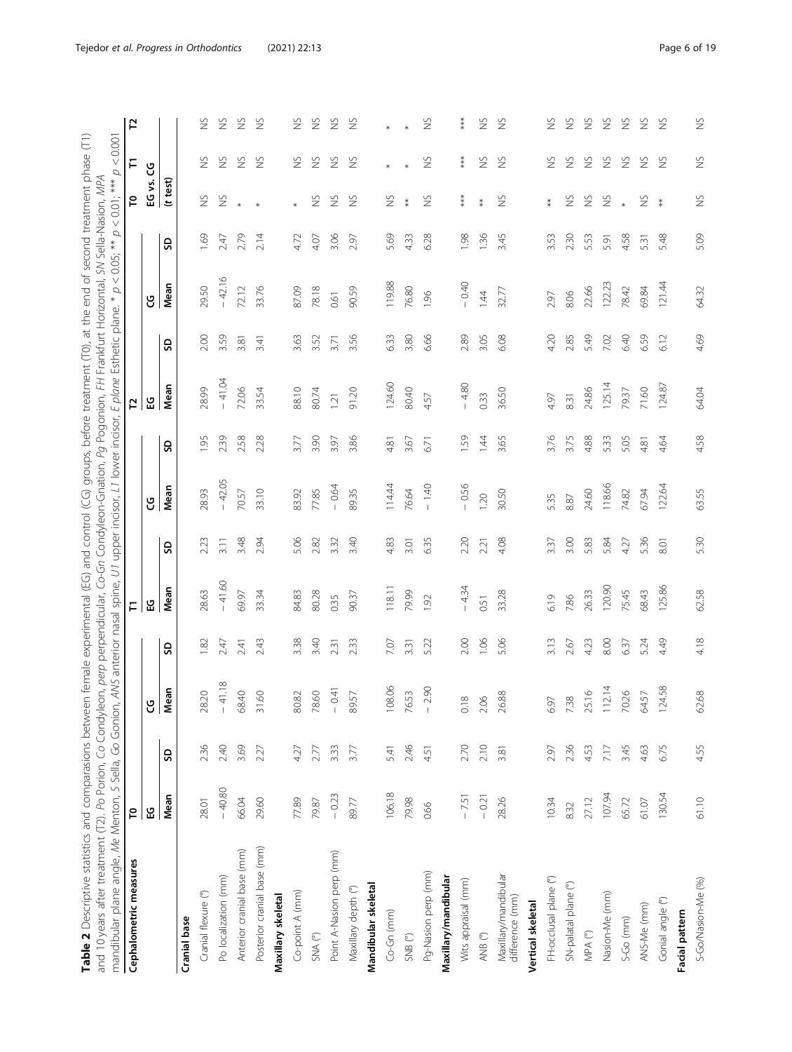**Table 2** Descriptive statistics and comparisons between female experimental (EG) and control (CG) groups, before treatment (T0), at the end of second treatment phase (T1) and 10 years after treatment (T2). *Po* Porion, *Co* Condyleon, *perp* perpendicular, *Co-Gn* Condyleon-Gnation, *Pg* Pogonion, *FH* Frankfurt Horizontal, *SN* Sella-Nasion, *MPA* mandibular plane angle, *Me* Menton, *S* Sella, *Go* Gonion, *ANS* anterior nasal spine, *U1* upper incisor, *L1* lower incisor, *E plane* Esthetic plane. * $p < 0.05$; ** $p < 0.01$; *** $p < 0.001$

| Cephalometric measures | T0 | | | | T1 | | | | T2 | | | | T0 | T1 | T2 |
|---|---|---|---|---|---|---|---|---|---|---|---|---|---|---|---|
| | EG | | CG | | EG | | CG | | EG | | CG | | EG vs. CG | | |
| | Mean | SD | Mean | SD | Mean | SD | Mean | SD | Mean | SD | Mean | SD | (t test) | | |
| **Cranial base** | | | | | | | | | | | | | | | |
| Cranial flexure (°) | 28.01 | 2.36 | 28.20 | 1.82 | 28.63 | 2.23 | 28.93 | 1.95 | 28.99 | 2.00 | 29.50 | 1.69 | NS | NS | NS |
| Po localization (mm) | − 40.80 | 2.40 | − 41.18 | 2.47 | − 41.60 | 3.11 | − 42.05 | 2.39 | − 41.04 | 3.59 | − 42.16 | 2.47 | NS | NS | NS |
| Anterior cranial base (mm) | 66.04 | 3.69 | 68.40 | 2.41 | 69.97 | 3.48 | 70.57 | 2.58 | 72.06 | 3.81 | 72.12 | 2.79 | * | NS | NS |
| Posterior cranial base (mm) | 29.60 | 2.27 | 31.60 | 2.43 | 33.34 | 2.94 | 33.10 | 2.28 | 33.54 | 3.41 | 33.76 | 2.14 | * | NS | NS |
| **Maxillary skeletal** | | | | | | | | | | | | | | | |
| Co-point A (mm) | 77.89 | 4.27 | 80.82 | 3.38 | 84.83 | 5.06 | 83.92 | 3.77 | 88.10 | 3.63 | 87.09 | 4.72 | * | NS | NS |
| SNA (°) | 79.87 | 2.77 | 78.60 | 3.40 | 80.28 | 2.82 | 77.85 | 3.90 | 80.74 | 3.52 | 78.18 | 4.07 | NS | NS | NS |
| Point A-Nasion perp (mm) | − 0.23 | 3.33 | − 0.41 | 2.31 | 0.35 | 3.32 | − 0.64 | 3.97 | 1.21 | 3.71 | 0.61 | 3.06 | NS | NS | NS |
| Maxillary depth (°) | 89.77 | 3.77 | 89.57 | 2.33 | 90.37 | 3.40 | 89.35 | 3.86 | 91.20 | 3.56 | 90.59 | 2.97 | NS | NS | NS |
| **Mandibular skeletal** | | | | | | | | | | | | | | | |
| Co-Gn (mm) | 106.18 | 5.41 | 108.06 | 7.07 | 118.11 | 4.83 | 114.44 | 4.81 | 124.60 | 6.33 | 119.88 | 5.69 | NS | * | * |
| SNB (°) | 79.98 | 2.46 | 76.53 | 3.31 | 79.99 | 3.01 | 76.64 | 3.67 | 80.40 | 3.80 | 76.80 | 4.33 | ** | * | * |
| Pg-Nasion perp (mm) | 0.66 | 4.51 | − 2.90 | 5.22 | 1.92 | 6.35 | − 1.40 | 6.71 | 4.57 | 6.66 | 1.96 | 6.28 | NS | NS | NS |
| **Maxillary/mandibular** | | | | | | | | | | | | | | | |
| Wits appraisal (mm) | − 7.51 | 2.70 | 0.18 | 2.00 | − 4.34 | 2.20 | − 0.56 | 1.59 | − 4.80 | 2.89 | − 0.40 | 1.98 | *** | *** | *** |
| ANB (°) | − 0.21 | 2.10 | 2.06 | 1.06 | 0.51 | 2.21 | 1.20 | 1.44 | 0.33 | 3.05 | 1.44 | 1.36 | ** | NS | NS |
| Maxillary/mandibular difference (mm) | 28.26 | 3.81 | 26.88 | 5.06 | 33.28 | 4.08 | 30.50 | 3.65 | 36.50 | 6.08 | 32.77 | 3.45 | NS | NS | NS |
| **Vertical skeletal** | | | | | | | | | | | | | | | |
| FH-occlusal plane (°) | 10.34 | 2.97 | 6.97 | 3.13 | 6.19 | 3.37 | 5.35 | 3.76 | 4.97 | 4.20 | 2.97 | 3.53 | ** | NS | NS |
| SN-palatal plane (°) | 8.32 | 2.36 | 7.38 | 2.67 | 7.86 | 3.00 | 8.87 | 3.75 | 8.31 | 2.85 | 8.06 | 2.30 | NS | NS | NS |
| MPA (°) | 27.12 | 4.53 | 25.16 | 4.23 | 26.33 | 5.83 | 24.60 | 4.88 | 24.86 | 5.49 | 22.66 | 5.53 | NS | NS | NS |
| Nasion-Me (mm) | 107.94 | 7.17 | 112.14 | 8.00 | 120.90 | 5.84 | 118.66 | 5.33 | 125.14 | 7.02 | 122.23 | 5.91 | NS | NS | NS |
| S-Go (mm) | 65.72 | 3.45 | 70.26 | 6.37 | 75.45 | 4.27 | 74.82 | 5.05 | 79.37 | 6.40 | 78.42 | 4.58 | * | NS | NS |
| ANS-Me (mm) | 61.07 | 4.63 | 64.57 | 5.24 | 68.43 | 5.36 | 67.94 | 4.81 | 71.60 | 6.59 | 69.84 | 5.31 | NS | NS | NS |
| Gonial angle (°) | 130.54 | 6.75 | 124.58 | 4.49 | 125.86 | 8.01 | 122.64 | 4.64 | 124.87 | 6.12 | 121.44 | 5.48 | ** | NS | NS |
| **Facial pattern** | | | | | | | | | | | | | | | |
| S-Go/Nasion-Me (%) | 61.10 | 4.55 | 62.68 | 4.18 | 62.58 | 5.30 | 63.55 | 4.58 | 64.04 | 4.69 | 64.32 | 5.09 | NS | NS | NS |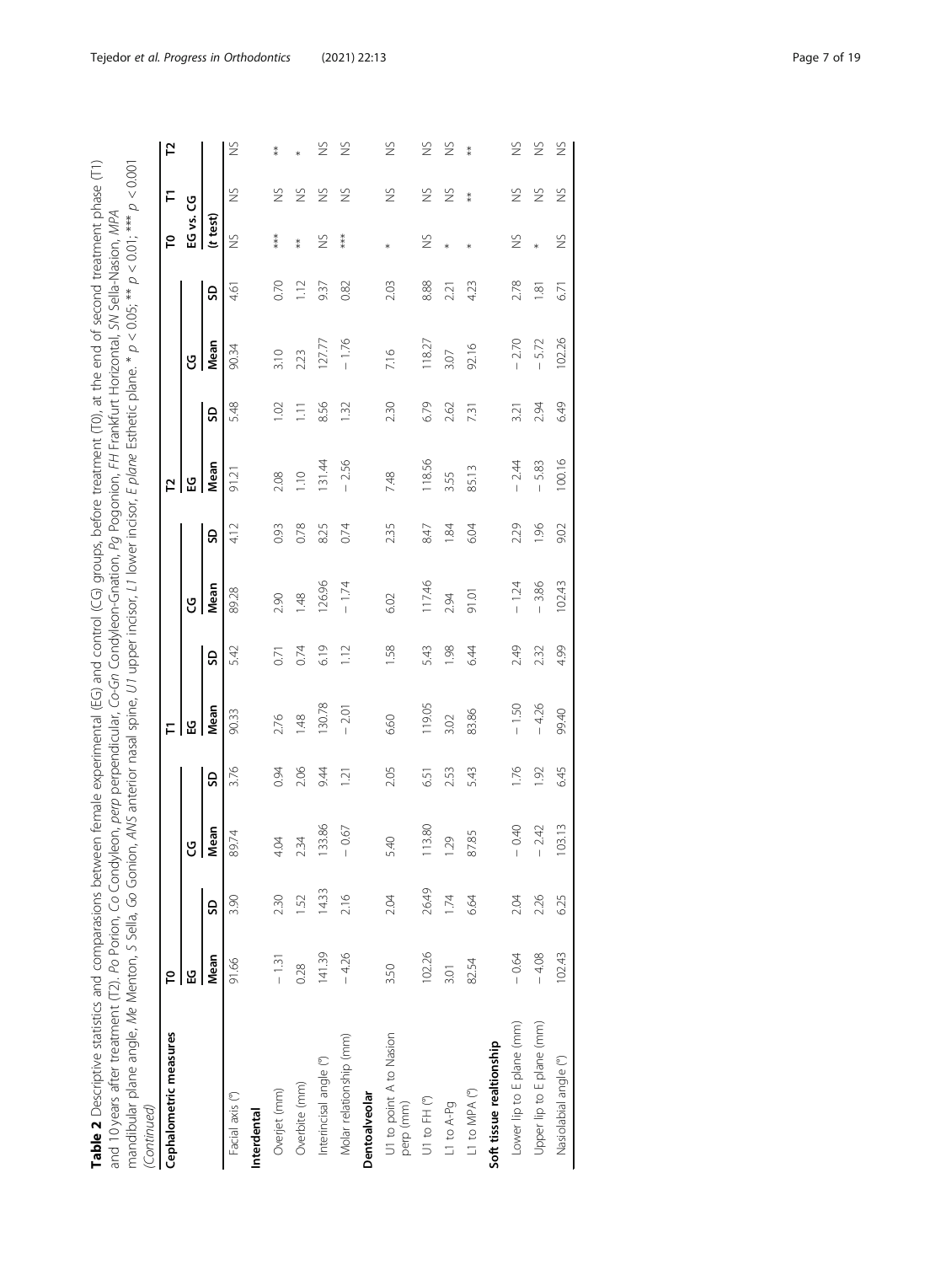**Table 2** Descriptive statistics and comparisons between female experimental (EG) and control (CG) groups, before treatment (T0), at the end of second treatment phase (T1) and 10 years after treatment (T2). *Po* Porion, *Co* Condyleon, *perp* perpendicular, *Co-Gn* Condyleon-Gnation, *Pg* Pogonion, *FH* Frankfurt Horizontal, *SN* Sella-Nasion, *MPA* mandibular plane angle, *Me* Menton, *S* Sella, *Go* Gonion, *ANS* anterior nasal spine, *U1* upper incisor, *L1* lower incisor, *E plane* Esthetic plane. * $p < 0.05$; ** $p < 0.01$; *** $p < 0.001$ *(Continued)*

| Cephalometric measures | T0 | | | | T1 | | | | T2 | | | | T0 | T1 | T2 |
|---|---|---|---|---|---|---|---|---|---|---|---|---|---|---|---|
| | EG | | CG | | EG | | CG | | EG | | CG | | EG vs. CG | | |
| | Mean | SD | Mean | SD | Mean | SD | Mean | SD | Mean | SD | Mean | SD | (t test) | | |
| Facial axis (°) | 91.66 | 3.90 | 89.74 | 3.76 | 90.33 | 5.42 | 89.28 | 4.12 | 91.21 | 5.48 | 90.34 | 4.61 | NS | NS | NS |
| **Interdental** | | | | | | | | | | | | | | | |
| Overjet (mm) | − 1.31 | 2.30 | 4.04 | 0.94 | 2.76 | 0.71 | 2.90 | 0.93 | 2.08 | 1.02 | 3.10 | 0.70 | *** | NS | ** |
| Overbite (mm) | 0.28 | 1.52 | 2.34 | 2.06 | 1.48 | 0.74 | 1.48 | 0.78 | 1.10 | 1.11 | 2.23 | 1.12 | ** | NS | * |
| Interincisal angle (°) | 141.39 | 14.33 | 133.86 | 9.44 | 130.78 | 6.19 | 126.96 | 8.25 | 131.44 | 8.56 | 127.77 | 9.37 | NS | NS | NS |
| Molar relationship (mm) | − 4.26 | 2.16 | − 0.67 | 1.21 | − 2.01 | 1.12 | − 1.74 | 0.74 | − 2.56 | 1.32 | − 1.76 | 0.82 | *** | NS | NS |
| **Dentoalveolar** | | | | | | | | | | | | | | | |
| U1 to point A to Nasion perp (mm) | 3.50 | 2.04 | 5.40 | 2.05 | 6.60 | 1.58 | 6.02 | 2.35 | 7.48 | 2.30 | 7.16 | 2.03 | * | NS | NS |
| U1 to FH (°) | 102.26 | 26.49 | 113.80 | 6.51 | 119.05 | 5.43 | 117.46 | 8.47 | 118.56 | 6.79 | 118.27 | 8.88 | NS | NS | NS |
| L1 to A-Pg | 3.01 | 1.74 | 1.29 | 2.53 | 3.02 | 1.98 | 2.94 | 1.84 | 3.55 | 2.62 | 3.07 | 2.21 | * | NS | NS |
| L1 to MPA (°) | 82.54 | 6.64 | 87.85 | 5.43 | 83.86 | 6.44 | 91.01 | 6.04 | 85.13 | 7.31 | 92.16 | 4.23 | * | ** | ** |
| **Soft tissue realtionship** | | | | | | | | | | | | | | | |
| Lower lip to E plane (mm) | − 0.64 | 2.04 | − 0.40 | 1.76 | − 1.50 | 2.49 | − 1.24 | 2.29 | − 2.44 | 3.21 | − 2.70 | 2.78 | NS | NS | NS |
| Upper lip to E plane (mm) | − 4.08 | 2.26 | − 2.42 | 1.92 | − 4.26 | 2.32 | − 3.86 | 1.96 | − 5.83 | 2.94 | − 5.72 | 1.81 | * | NS | NS |
| Nasiolabial angle (°) | 102.43 | 6.25 | 103.13 | 6.45 | 99.40 | 4.99 | 102.43 | 9.02 | 100.16 | 6.49 | 102.26 | 6.71 | NS | NS | NS |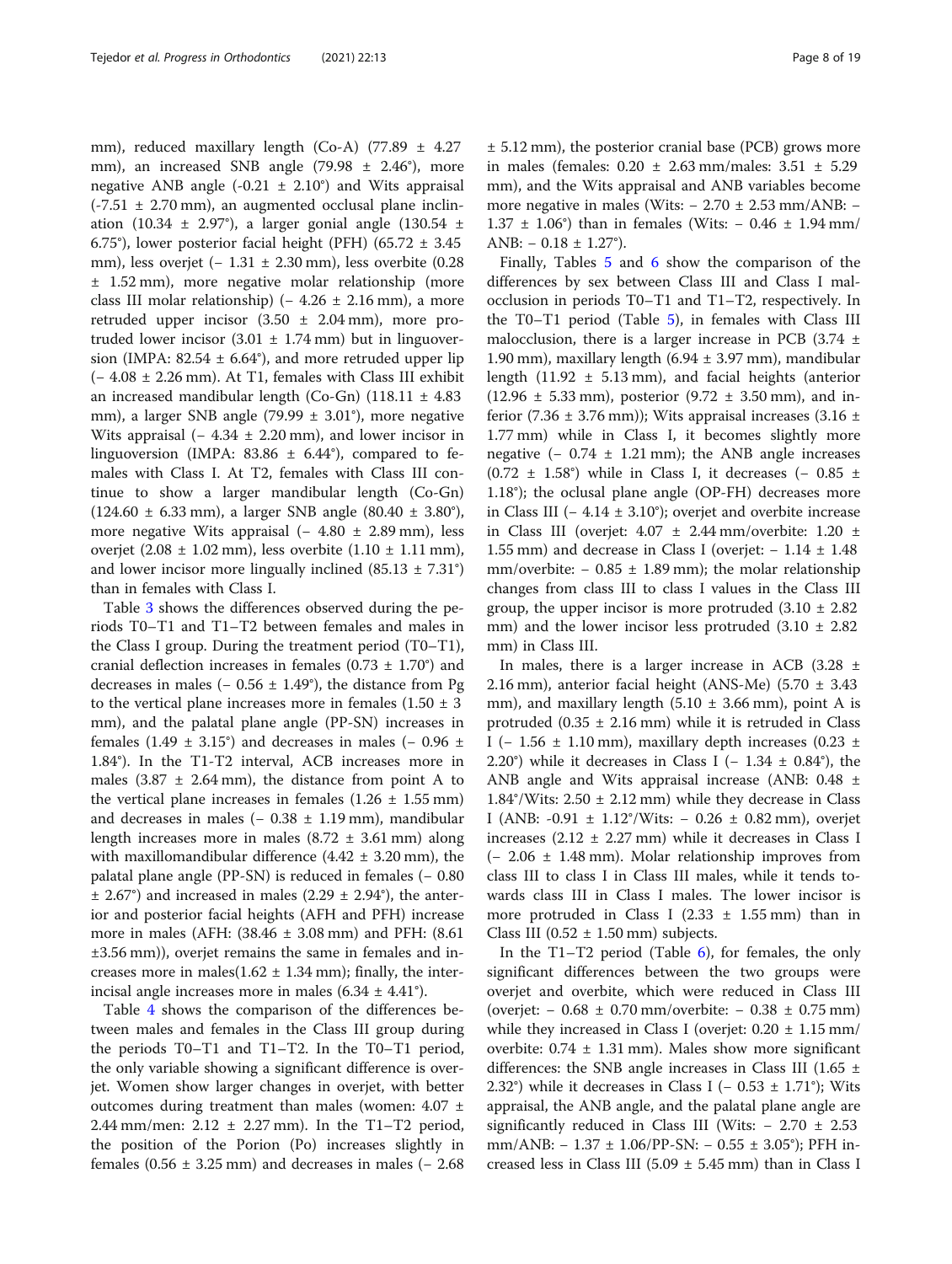mm), reduced maxillary length (Co-A) (77.89 ± 4.27 mm), an increased SNB angle (79.98 ± 2.46°), more negative ANB angle (-0.21 ± 2.10°) and Wits appraisal (-7.51 ± 2.70 mm), an augmented occlusal plane inclination (10.34 ± 2.97°), a larger gonial angle (130.54 ± 6.75°), lower posterior facial height (PFH) (65.72 ± 3.45 mm), less overjet (− 1.31 ± 2.30 mm), less overbite (0.28 ± 1.52 mm), more negative molar relationship (more class III molar relationship) (− 4.26 ± 2.16 mm), a more retruded upper incisor (3.50 ± 2.04 mm), more protruded lower incisor (3.01 ± 1.74 mm) but in linguoversion (IMPA: 82.54 ± 6.64°), and more retruded upper lip (− 4.08 ± 2.26 mm). At T1, females with Class III exhibit an increased mandibular length (Co-Gn) (118.11 ± 4.83 mm), a larger SNB angle (79.99 ± 3.01°), more negative Wits appraisal (− 4.34 ± 2.20 mm), and lower incisor in linguoversion (IMPA: 83.86 ± 6.44°), compared to females with Class I. At T2, females with Class III continue to show a larger mandibular length (Co-Gn) (124.60 ± 6.33 mm), a larger SNB angle (80.40 ± 3.80°), more negative Wits appraisal (− 4.80 ± 2.89 mm), less overjet (2.08 ± 1.02 mm), less overbite (1.10 ± 1.11 mm), and lower incisor more lingually inclined (85.13 ± 7.31°) than in females with Class I.

Table 3 shows the differences observed during the periods T0–T1 and T1–T2 between females and males in the Class I group. During the treatment period (T0–T1), cranial deflection increases in females (0.73 ± 1.70°) and decreases in males (− 0.56 ± 1.49°), the distance from Pg to the vertical plane increases more in females (1.50 ± 3 mm), and the palatal plane angle (PP-SN) increases in females (1.49 ± 3.15°) and decreases in males (− 0.96 ± 1.84°). In the T1-T2 interval, ACB increases more in males (3.87 ± 2.64 mm), the distance from point A to the vertical plane increases in females (1.26 ± 1.55 mm) and decreases in males (− 0.38 ± 1.19 mm), mandibular length increases more in males (8.72 ± 3.61 mm) along with maxillomandibular difference (4.42 ± 3.20 mm), the palatal plane angle (PP-SN) is reduced in females (− 0.80 ± 2.67°) and increased in males (2.29 ± 2.94°), the anterior and posterior facial heights (AFH and PFH) increase more in males (AFH: (38.46 ± 3.08 mm) and PFH: (8.61 ±3.56 mm)), overjet remains the same in females and increases more in males(1.62 ± 1.34 mm); finally, the interincisal angle increases more in males (6.34 ± 4.41°).

Table 4 shows the comparison of the differences between males and females in the Class III group during the periods T0–T1 and T1–T2. In the T0–T1 period, the only variable showing a significant difference is overjet. Women show larger changes in overjet, with better outcomes during treatment than males (women: 4.07 ± 2.44 mm/men: 2.12 ± 2.27 mm). In the T1–T2 period, the position of the Porion (Po) increases slightly in females (0.56 ± 3.25 mm) and decreases in males (− 2.68 ± 5.12 mm), the posterior cranial base (PCB) grows more in males (females: 0.20 ± 2.63 mm/males: 3.51 ± 5.29 mm), and the Wits appraisal and ANB variables become more negative in males (Wits: − 2.70 ± 2.53 mm/ANB: − 1.37 ± 1.06°) than in females (Wits: − 0.46 ± 1.94 mm/ ANB: − 0.18 ± 1.27°).

Finally, Tables 5 and 6 show the comparison of the differences by sex between Class III and Class I malocclusion in periods T0–T1 and T1–T2, respectively. In the T0–T1 period (Table 5), in females with Class III malocclusion, there is a larger increase in PCB (3.74 ± 1.90 mm), maxillary length (6.94 ± 3.97 mm), mandibular length (11.92 ± 5.13 mm), and facial heights (anterior (12.96 ± 5.33 mm), posterior (9.72 ± 3.50 mm), and inferior (7.36 ± 3.76 mm)); Wits appraisal increases (3.16 ± 1.77 mm) while in Class I, it becomes slightly more negative (− 0.74 ± 1.21 mm); the ANB angle increases (0.72 ± 1.58°) while in Class I, it decreases (− 0.85 ± 1.18°); the oclusal plane angle (OP-FH) decreases more in Class III (− 4.14 ± 3.10°); overjet and overbite increase in Class III (overjet: 4.07 ± 2.44 mm/overbite: 1.20 ± 1.55 mm) and decrease in Class I (overjet: − 1.14 ± 1.48 mm/overbite: − 0.85 ± 1.89 mm); the molar relationship changes from class III to class I values in the Class III group, the upper incisor is more protruded (3.10 ± 2.82 mm) and the lower incisor less protruded (3.10 ± 2.82 mm) in Class III.

In males, there is a larger increase in ACB (3.28 ± 2.16 mm), anterior facial height (ANS-Me) (5.70 ± 3.43 mm), and maxillary length (5.10 ± 3.66 mm), point A is protruded (0.35 ± 2.16 mm) while it is retruded in Class I (− 1.56 ± 1.10 mm), maxillary depth increases (0.23 ± 2.20°) while it decreases in Class I (− 1.34 ± 0.84°), the ANB angle and Wits appraisal increase (ANB: 0.48 ± 1.84°/Wits: 2.50 ± 2.12 mm) while they decrease in Class I (ANB: -0.91 ± 1.12°/Wits: − 0.26 ± 0.82 mm), overjet increases (2.12 ± 2.27 mm) while it decreases in Class I (− 2.06 ± 1.48 mm). Molar relationship improves from class III to class I in Class III males, while it tends towards class III in Class I males. The lower incisor is more protruded in Class I (2.33 ± 1.55 mm) than in Class III (0.52 ± 1.50 mm) subjects.

In the T1–T2 period (Table 6), for females, the only significant differences between the two groups were overjet and overbite, which were reduced in Class III (overjet: − 0.68 ± 0.70 mm/overbite: − 0.38 ± 0.75 mm) while they increased in Class I (overjet: 0.20 ± 1.15 mm/ overbite: 0.74 ± 1.31 mm). Males show more significant differences: the SNB angle increases in Class III (1.65 ± 2.32°) while it decreases in Class I (− 0.53 ± 1.71°); Wits appraisal, the ANB angle, and the palatal plane angle are significantly reduced in Class III (Wits: − 2.70 ± 2.53 mm/ANB: − 1.37 ± 1.06/PP-SN: − 0.55 ± 3.05°); PFH increased less in Class III (5.09 ± 5.45 mm) than in Class I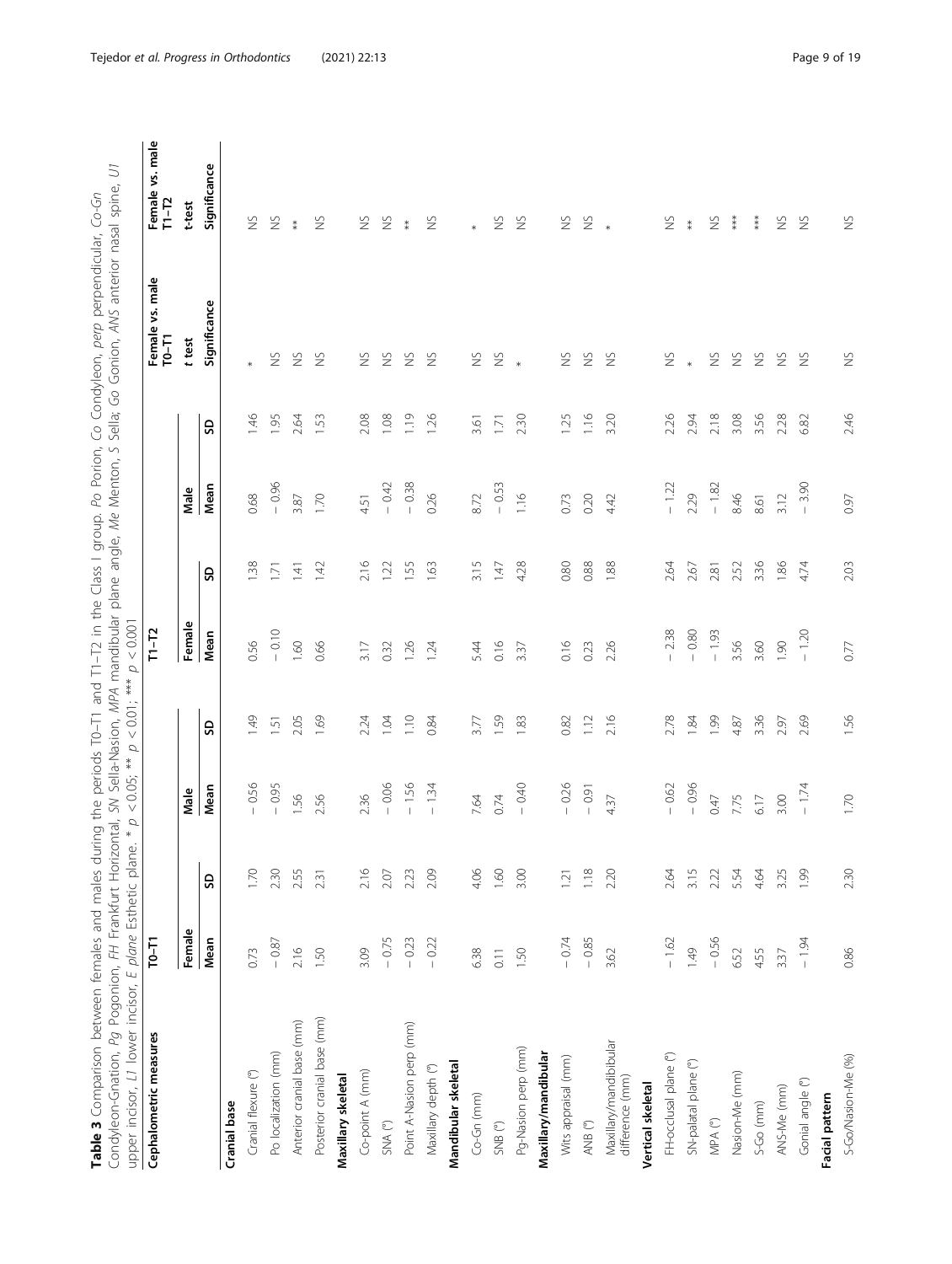**Table 3** Comparison between females and males during the periods T0–T1 and T1–T2 in the Class I group. *Po* Porion, *Co* Condyleon, *perp* perpendicular, *Co-Gn* Condyleon-Gnation, *Pg* Pogonion, *FH* Frankfurt Horizontal, *SN* Sella-Nasion, *MPA* mandibular plane angle, *Me* Menton, *S* Sella; *Go* Gonion, *ANS* anterior nasal spine, *U1* upper incisor, *L1* lower incisor, *E plane* Esthetic plane. * $p < 0.05$; ** $p < 0.01$; *** $p < 0.001$

| Cephalometric measures | T0–T1 | | | | T1–T2 | | | | Female vs. male T0–T1 | Female vs. male T1–T2 |
|---|---|---|---|---|---|---|---|---|---|---|
| | Female | | Male | | Female | | Male | | t test | t-test |
| | Mean | SD | Mean | SD | Mean | SD | Mean | SD | Significance | Significance |
| **Cranial base** | | | | | | | | | | |
| Cranial flexure (°) | 0.73 | 1.70 | − 0.56 | 1.49 | 0.56 | 1.38 | 0.68 | 1.46 | * | NS |
| Po localization (mm) | − 0.87 | 2.30 | − 0.95 | 1.51 | − 0.10 | 1.71 | − 0.96 | 1.95 | NS | NS |
| Anterior cranial base (mm) | 2.16 | 2.55 | 1.56 | 2.05 | 1.60 | 1.41 | 3.87 | 2.64 | NS | ** |
| Posterior cranial base (mm) | 1.50 | 2.31 | 2.56 | 1.69 | 0.66 | 1.42 | 1.70 | 1.53 | NS | NS |
| **Maxillary skeletal** | | | | | | | | | | |
| Co-point A (mm) | 3.09 | 2.16 | 2.36 | 2.24 | 3.17 | 2.16 | 4.51 | 2.08 | NS | NS |
| SNA (°) | − 0.75 | 2.07 | − 0.06 | 1.04 | 0.32 | 1.22 | − 0.42 | 1.08 | NS | NS |
| Point A-Nasion perp (mm) | − 0.23 | 2.23 | − 1.56 | 1.10 | 1.26 | 1.55 | − 0.38 | 1.19 | NS | ** |
| Maxillary depth (°) | − 0.22 | 2.09 | − 1.34 | 0.84 | 1.24 | 1.63 | 0.26 | 1.26 | NS | NS |
| **Mandibular skeletal** | | | | | | | | | | |
| Co-Gn (mm) | 6.38 | 4.06 | 7.64 | 3.77 | 5.44 | 3.15 | 8.72 | 3.61 | NS | * |
| SNB (°) | 0.11 | 1.60 | 0.74 | 1.59 | 0.16 | 1.47 | − 0.53 | 1.71 | NS | NS |
| Pg-Nasion perp (mm) | 1.50 | 3.00 | − 0.40 | 1.83 | 3.37 | 4.28 | 1.16 | 2.30 | * | NS |
| **Maxillary/mandibular** | | | | | | | | | | |
| Wits appraisal (mm) | − 0.74 | 1.21 | − 0.26 | 0.82 | 0.16 | 0.80 | 0.73 | 1.25 | NS | NS |
| ANB (°) | − 0.85 | 1.18 | − 0.91 | 1.12 | 0.23 | 0.88 | 0.20 | 1.16 | NS | NS |
| Maxillary/mandibular difference (mm) | 3.62 | 2.20 | 4.37 | 2.16 | 2.26 | 1.88 | 4.42 | 3.20 | NS | * |
| **Vertical skeletal** | | | | | | | | | | |
| FH-occlusal plane (°) | − 1.62 | 2.64 | − 0.62 | 2.78 | − 2.38 | 2.64 | − 1.22 | 2.26 | NS | NS |
| SN-palatal plane (°) | 1.49 | 3.15 | − 0.96 | 1.84 | − 0.80 | 2.67 | 2.29 | 2.94 | * | ** |
| MPA (°) | − 0.56 | 2.22 | 0.47 | 1.99 | − 1.93 | 2.81 | − 1.82 | 2.18 | NS | NS |
| Nasion-Me (mm) | 6.52 | 5.54 | 7.75 | 4.87 | 3.56 | 2.52 | 8.46 | 3.08 | NS | *** |
| S-Go (mm) | 4.55 | 4.64 | 6.17 | 3.36 | 3.60 | 3.36 | 8.61 | 3.56 | NS | *** |
| ANS-Me (mm) | 3.37 | 3.25 | 3.00 | 2.97 | 1.90 | 1.86 | 3.12 | 2.28 | NS | NS |
| Gonial angle (°) | − 1.94 | 1.99 | − 1.74 | 2.69 | − 1.20 | 4.74 | − 3.90 | 6.82 | NS | NS |
| **Facial pattern** | | | | | | | | | | |
| S-Go/Nasion-Me (%) | 0.86 | 2.30 | 1.70 | 1.56 | 0.77 | 2.03 | 0.97 | 2.46 | NS | NS |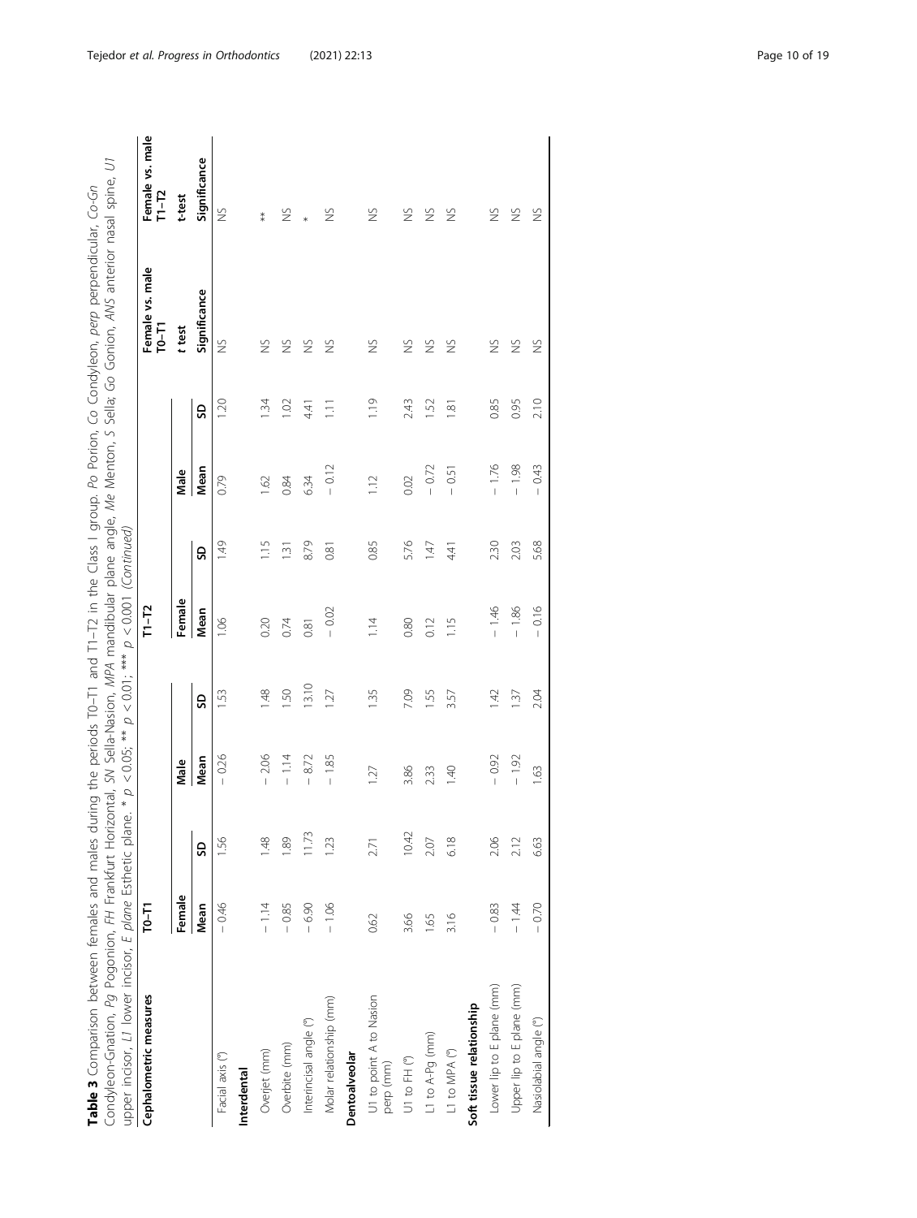**Table 3** Comparison between females and males during the periods T0–T1 and T1–T2 in the Class I group. *Po* Porion, *Co* Condyleon, *perp* perpendicular, *Co-Gn* Condyleon-Gnation, *Pg* Pogonion, *FH* Frankfurt Horizontal, *SN* Sella-Nasion, *MPA* mandibular plane angle, *Me* Menton, *S* Sella; *Go* Gonion, *ANS* anterior nasal spine, *U1* upper incisor, *L1* lower incisor, *E plane* Esthetic plane. * $p < 0.05$; ** $p < 0.01$; *** $p < 0.001$ *(Continued)*

| Cephalometric measures | T0–T1 | | | | T1–T2 | | | | Female vs. male T0–T1 | Female vs. male T1–T2 |
|---|---|---|---|---|---|---|---|---|---|---|
| | Female | | Male | | Female | | Male | | *t* test | *t*-test |
| | Mean | SD | Mean | SD | Mean | SD | Mean | SD | Significance | Significance |
| Facial axis (°) | − 0.46 | 1.56 | − 0.26 | 1.53 | 1.06 | 1.49 | 0.79 | 1.20 | NS | NS |
| **Interdental** | | | | | | | | | | |
| Overjet (mm) | − 1.14 | 1.48 | − 2.06 | 1.48 | 0.20 | 1.15 | 1.62 | 1.34 | NS | ** |
| Overbite (mm) | − 0.85 | 1.89 | − 1.14 | 1.50 | 0.74 | 1.31 | 0.84 | 1.02 | NS | NS |
| Interincisal angle (°) | − 6.90 | 11.73 | − 8.72 | 13.10 | 0.81 | 8.79 | 6.34 | 4.41 | NS | * |
| Molar relationship (mm) | − 1.06 | 1.23 | − 1.85 | 1.27 | − 0.02 | 0.81 | − 0.12 | 1.11 | NS | NS |
| **Dentoalveolar** | | | | | | | | | | |
| U1 to point A to Nasion perp (mm) | 0.62 | 2.71 | 1.27 | 1.35 | 1.14 | 0.85 | 1.12 | 1.19 | NS | NS |
| U1 to FH (°) | 3.66 | 10.42 | 3.86 | 7.09 | 0.80 | 5.76 | 0.02 | 2.43 | NS | NS |
| L1 to A-Pg (mm) | 1.65 | 2.07 | 2.33 | 1.55 | 0.12 | 1.47 | − 0.72 | 1.52 | NS | NS |
| L1 to MPA (°) | 3.16 | 6.18 | 1.40 | 3.57 | 1.15 | 4.41 | − 0.51 | 1.81 | NS | NS |
| **Soft tissue relationship** | | | | | | | | | | |
| Lower lip to E plane (mm) | − 0.83 | 2.06 | − 0.92 | 1.42 | − 1.46 | 2.30 | − 1.76 | 0.85 | NS | NS |
| Upper lip to E plane (mm) | − 1.44 | 2.12 | − 1.92 | 1.37 | − 1.86 | 2.03 | − 1.98 | 0.95 | NS | NS |
| Nasiolabial angle (°) | − 0.70 | 6.63 | 1.63 | 2.04 | − 0.16 | 5.68 | − 0.43 | 2.10 | NS | NS |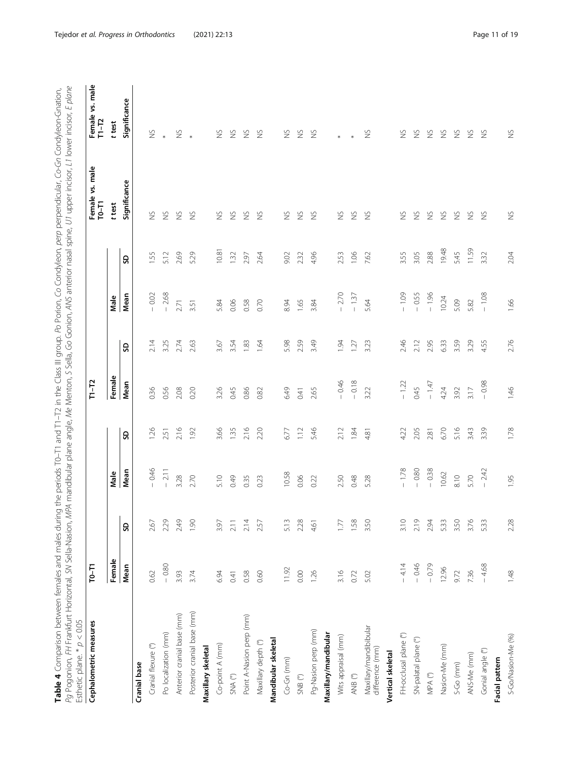**Table 4** Comparison between females and males during the periods T0–T1 and T1–T2 in the Class III group. *Po* Porion, *Co* Condyleon, *perp* perpendicular, *Co-Gn* Condyleon-Gnation, *Pg* Pogonion, *FH* Frankfurt Horizontal, *SN* Sella-Nasion, *MPA* mandibular plane angle, *Me* Menton, *S* Sella, *Go* Gonion, *ANS* anterior nasal spine, *U1* upper incisor, *L1* lower incisor, *E plane* Esthetic plane. * $p < 0.05$

| Cephalometric measures | T0–T1 | | | | T1–T2 | | | | Female vs. male T0–T1 | Female vs. male T1–T2 |
|---|---|---|---|---|---|---|---|---|---|---|
| | Female | | Male | | Female | | Male | | t test | t test |
| | Mean | SD | Mean | SD | Mean | SD | Mean | SD | Significance | Significance |
| **Cranial base** | | | | | | | | | | |
| Cranial flexure (°) | 0.62 | 2.67 | − 0.46 | 1.26 | 0.36 | 2.14 | − 0.02 | 1.55 | NS | NS |
| Po localization (mm) | − 0.80 | 2.29 | − 2.11 | 2.51 | 0.56 | 3.25 | − 2.68 | 5.12 | NS | * |
| Anterior cranial base (mm) | 3.93 | 2.49 | 3.28 | 2.16 | 2.08 | 2.74 | 2.71 | 2.69 | NS | NS |
| Posterior cranial base (mm) | 3.74 | 1.90 | 2.70 | 1.92 | 0.20 | 2.63 | 3.51 | 5.29 | NS | * |
| **Maxillary skeletal** | | | | | | | | | | |
| Co-point A (mm) | 6.94 | 3.97 | 5.10 | 3.66 | 3.26 | 3.67 | 5.84 | 10.81 | NS | NS |
| SNA (°) | 0.41 | 2.11 | 0.49 | 1.35 | 0.45 | 3.54 | 0.06 | 1.32 | NS | NS |
| Point A-Nasion perp (mm) | 0.58 | 2.14 | 0.35 | 2.16 | 0.86 | 1.83 | 0.58 | 2.97 | NS | NS |
| Maxillary depth (°) | 0.60 | 2.57 | 0.23 | 2.20 | 0.82 | 1.64 | 0.70 | 2.64 | NS | NS |
| **Mandibular skeletal** | | | | | | | | | | |
| Co-Gn (mm) | 11.92 | 5.13 | 10.58 | 6.77 | 6.49 | 5.98 | 8.94 | 9.02 | NS | NS |
| SNB (°) | 0.00 | 2.28 | 0.06 | 1.12 | 0.41 | 2.59 | 1.65 | 2.32 | NS | NS |
| Pg-Nasion perp (mm) | 1.26 | 4.61 | 0.22 | 5.46 | 2.65 | 3.49 | 3.84 | 4.96 | NS | NS |
| **Maxillary/mandibular** | | | | | | | | | | |
| Wits appraisal (mm) | 3.16 | 1.77 | 2.50 | 2.12 | − 0.46 | 1.94 | − 2.70 | 2.53 | NS | * |
| ANB (°) | 0.72 | 1.58 | 0.48 | 1.84 | − 0.18 | 1.27 | − 1.37 | 1.06 | NS | * |
| Maxillary/mandibular difference (mm) | 5.02 | 3.50 | 5.28 | 4.81 | 3.22 | 3.23 | 5.64 | 7.62 | NS | NS |
| **Vertical skeletal** | | | | | | | | | | |
| FH-occlusal plane (°) | − 4.14 | 3.10 | − 1.78 | 4.22 | − 1.22 | 2.46 | − 1.09 | 3.55 | NS | NS |
| SN-palatal plane (°) | − 0.46 | 2.19 | − 0.80 | 2.05 | 0.45 | 2.12 | − 0.55 | 3.05 | NS | NS |
| MPA (°) | − 0.79 | 2.94 | − 0.38 | 2.81 | − 1.47 | 2.95 | − 1.96 | 2.88 | NS | NS |
| Nasion-Me (mm) | 12.96 | 5.33 | 10.62 | 6.70 | 4.24 | 6.33 | 10.24 | 19.48 | NS | NS |
| S-Go (mm) | 9.72 | 3.50 | 8.10 | 5.16 | 3.92 | 3.59 | 5.09 | 5.45 | NS | NS |
| ANS-Me (mm) | 7.36 | 3.76 | 5.70 | 3.43 | 3.17 | 3.29 | 5.82 | 11.59 | NS | NS |
| Gonial angle (°) | − 4.68 | 5.33 | − 2.42 | 3.39 | − 0.98 | 4.55 | − 1.08 | 3.32 | NS | NS |
| **Facial pattern** | | | | | | | | | | |
| S-Go/Nasion-Me (%) | 1.48 | 2.28 | 1.95 | 1.78 | 1.46 | 2.76 | 1.66 | 2.04 | NS | NS |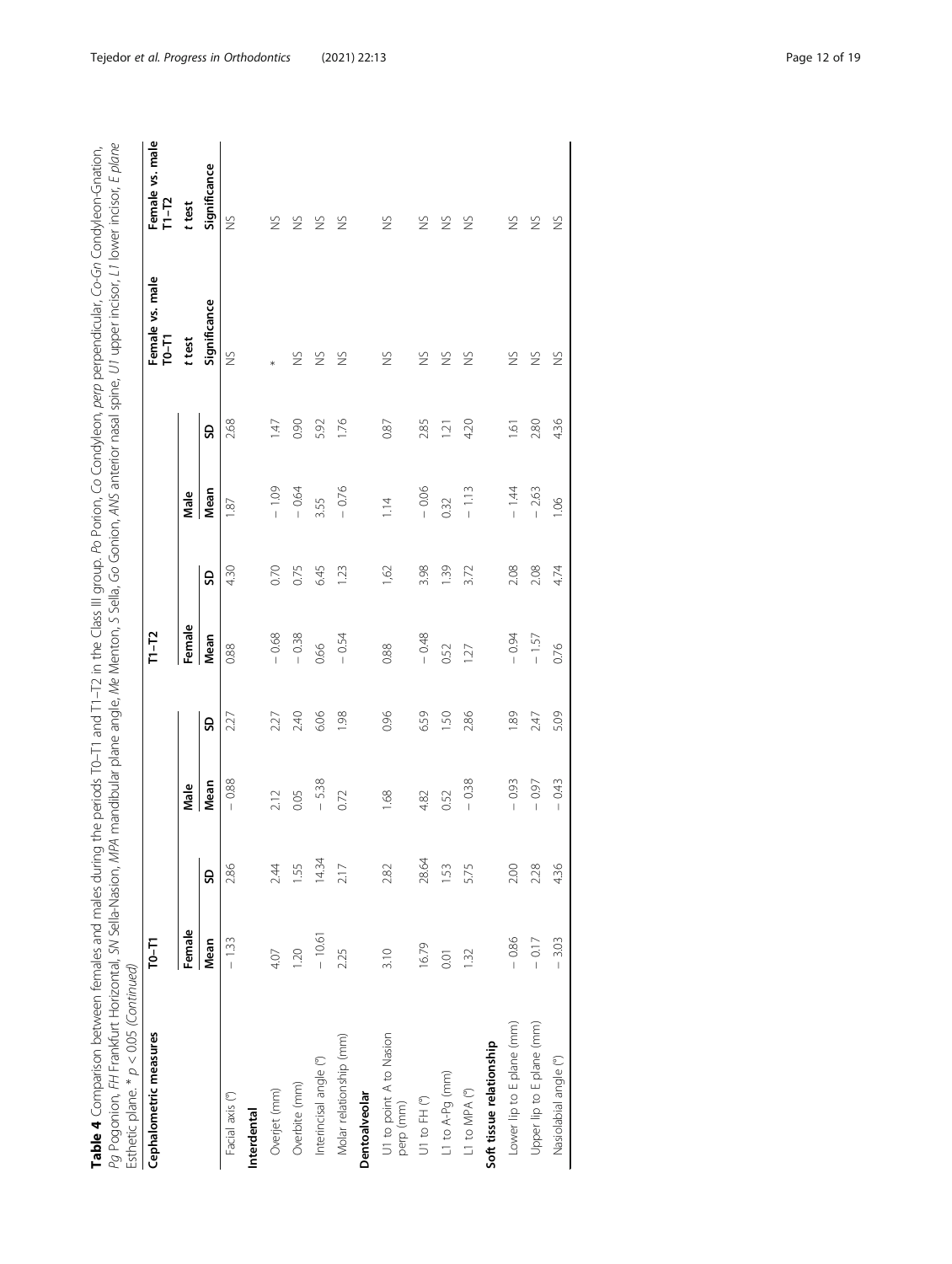**Table 4** Comparison between females and males during the periods T0–T1 and T1–T2 in the Class III group. *Po* Porion, *Co* Condyleon, *perp* perpendicular, *Co-Gn* Condyleon-Gnation, *Pg* Pogonion, *FH* Frankfurt Horizontal, *SN* Sella-Nasion, *MPA* mandibular plane angle, *Me* Menton, *S* Sella, *Go* Gonion, *ANS* anterior nasal spine, *U1* upper incisor, *L1* lower incisor, *E plane* Esthetic plane. * $p < 0.05$ *(Continued)*

| Cephalometric measures | T0–T1 | | | | T1–T2 | | | | Female vs. male T0–T1 | Female vs. male T1–T2 |
|---|---|---|---|---|---|---|---|---|---|---|
| | Female | | Male | | Female | | Male | | t test | t test |
| | Mean | SD | Mean | SD | Mean | SD | Mean | SD | Significance | Significance |
| Facial axis (°) | − 1.33 | 2.86 | − 0.88 | 2.27 | 0.88 | 4.30 | 1.87 | 2.68 | NS | NS |
| **Interdental** | | | | | | | | | | |
| Overjet (mm) | 4.07 | 2.44 | 2.12 | 2.27 | − 0.68 | 0.70 | − 1.09 | 1.47 | * | NS |
| Overbite (mm) | 1.20 | 1.55 | 0.05 | 2.40 | − 0.38 | 0.75 | − 0.64 | 0.90 | NS | NS |
| Interincisal angle (°) | − 10.61 | 14.34 | − 5.38 | 6.06 | 0.66 | 6.45 | 3.55 | 5.92 | NS | NS |
| Molar relationship (mm) | 2.25 | 2.17 | 0.72 | 1.98 | − 0.54 | 1.23 | − 0.76 | 1.76 | NS | NS |
| **Dentoalveolar** | | | | | | | | | | |
| U1 to point A to Nasion perp (mm) | 3.10 | 2.82 | 1.68 | 0.96 | 0.88 | 1,62 | 1.14 | 0.87 | NS | NS |
| U1 to FH (°) | 16.79 | 28.64 | 4.82 | 6.59 | − 0.48 | 3.98 | − 0.06 | 2.85 | NS | NS |
| L1 to A-Pg (mm) | 0.01 | 1.53 | 0.52 | 1.50 | 0.52 | 1.39 | 0.32 | 1.21 | NS | NS |
| L1 to MPA (°) | 1.32 | 5.75 | − 0.38 | 2.86 | 1.27 | 3.72 | − 1.13 | 4.20 | NS | NS |
| **Soft tissue relationship** | | | | | | | | | | |
| Lower lip to E plane (mm) | − 0.86 | 2.00 | − 0.93 | 1.89 | − 0.94 | 2.08 | − 1.44 | 1.61 | NS | NS |
| Upper lip to E plane (mm) | − 0.17 | 2.28 | − 0.97 | 2.47 | − 1.57 | 2.08 | − 2.63 | 2.80 | NS | NS |
| Nasiolabial angle (°) | − 3.03 | 4.36 | − 0.43 | 5.09 | 0.76 | 4.74 | 1.06 | 4.36 | NS | NS |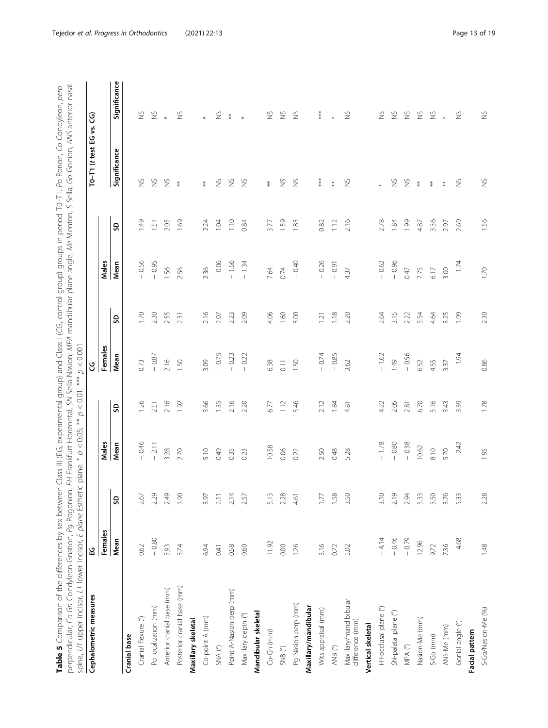**Table 5** Comparison of the differences by sex between Class III (EG, experimental group) and Class I (CG, control group) groups in period T0–T1. *Po* Porion, *Co* Condyleon, *perp* perpendicular, *Co-Gn* Condyleon-Gnation, *Pg* Pogonion, *FH* Frankfurt Horizontal, *SN* Sella-Nasion, *MPA* mandibular plane angle, *Me* Menton, *S* Sella, *Go* Gonion, *ANS* anterior nasal spine, *U1* upper incisor, *L1* lower incisor, *E plane* Esthetic plane. * $p < 0.05$; ** $p < 0.01$; *** $p < 0.001$

| Cephalometric measures | EG | | | | CG | | | | T0–T1 (*t* test EG vs. CG) | |
|---|---|---|---|---|---|---|---|---|---|---|
| | Females | | Males | | Females | | Males | | | |
| | Mean | SD | Mean | SD | Mean | SD | Mean | SD | Significance | Significance |
| **Cranial base** | | | | | | | | | | |
| Cranial flexure (°) | 0.62 | 2.67 | − 0.46 | 1.26 | 0.73 | 1.70 | − 0.56 | 1.49 | NS | NS |
| Po localization (mm) | − 0.80 | 2.29 | − 2.11 | 2.51 | − 0.87 | 2.30 | − 0.95 | 1.51 | NS | NS |
| Anterior cranial base (mm) | 3.93 | 2.49 | 3.28 | 2.16 | 2.16 | 2.55 | 1.56 | 2.05 | NS | * |
| Posterior cranial base (mm) | 3.74 | 1.90 | 2.70 | 1.92 | 1.50 | 2.31 | 2.56 | 1.69 | ** | NS |
| **Maxillary skeletal** | | | | | | | | | | |
| Co-point A (mm) | 6.94 | 3.97 | 5.10 | 3.66 | 3.09 | 2.16 | 2.36 | 2.24 | ** | * |
| SNA (°) | 0.41 | 2.11 | 0.49 | 1.35 | − 0.75 | 2.07 | − 0.06 | 1.04 | NS | NS |
| Point A-Nasion perp (mm) | 0.58 | 2.14 | 0.35 | 2.16 | − 0.23 | 2.23 | − 1.56 | 1.10 | NS | ** |
| Maxillary depth (°) | 0.60 | 2.57 | 0.23 | 2.20 | − 0.22 | 2.09 | − 1.34 | 0.84 | NS | * |
| **Mandibular skeletal** | | | | | | | | | | |
| Co-Gn (mm) | 11.92 | 5.13 | 10.58 | 6.77 | 6.38 | 4.06 | 7.64 | 3.77 | ** | NS |
| SNB (°) | 0.00 | 2.28 | 0.06 | 1.12 | 0.11 | 1.60 | 0.74 | 1.59 | NS | NS |
| Pg-Nasion perp (mm) | 1.26 | 4.61 | 0.22 | 5.46 | 1.50 | 3.00 | − 0.40 | 1.83 | NS | NS |
| **Maxillary/mandibular** | | | | | | | | | | |
| Wits appraisal (mm) | 3.16 | 1.77 | 2.50 | 2.12 | − 0.74 | 1.21 | − 0.26 | 0.82 | *** | *** |
| ANB (°) | 0.72 | 1.58 | 0.48 | 1.84 | − 0.85 | 1.18 | − 0.91 | 1.12 | ** | * |
| Maxillary/mandibular difference (mm) | 5.02 | 3.50 | 5.28 | 4.81 | 3.62 | 2.20 | 4.37 | 2.16 | NS | NS |
| **Vertical skeletal** | | | | | | | | | | |
| FH-occlusal plane (°) | − 4.14 | 3.10 | − 1.78 | 4.22 | − 1.62 | 2.64 | − 0.62 | 2.78 | * | NS |
| SN-palatal plane (°) | − 0.46 | 2.19 | − 0.80 | 2.05 | 1.49 | 3.15 | − 0.96 | 1.84 | NS | NS |
| MPA (°) | − 0.79 | 2.94 | − 0.38 | 2.81 | − 0.56 | 2.22 | 0.47 | 1.99 | NS | NS |
| Nasion-Me (mm) | 12.96 | 5.33 | 10.62 | 6.70 | 6.52 | 5.54 | 7.75 | 4.87 | ** | NS |
| S-Go (mm) | 9.72 | 3.50 | 8.10 | 5.16 | 4.55 | 4.64 | 6.17 | 3.36 | ** | NS |
| ANS-Me (mm) | 7.36 | 3.76 | 5.70 | 3.43 | 3.37 | 3.25 | 3.00 | 2.97 | ** | * |
| Gonial angle (°) | − 4.68 | 5.33 | − 2.42 | 3.39 | − 1.94 | 1.99 | − 1.74 | 2.69 | NS | NS |
| **Facial pattern** | | | | | | | | | | |
| S-Go/Nasion-Me (%) | 1.48 | 2.28 | 1.95 | 1.78 | 0.86 | 2.30 | 1.70 | 1.56 | NS | NS |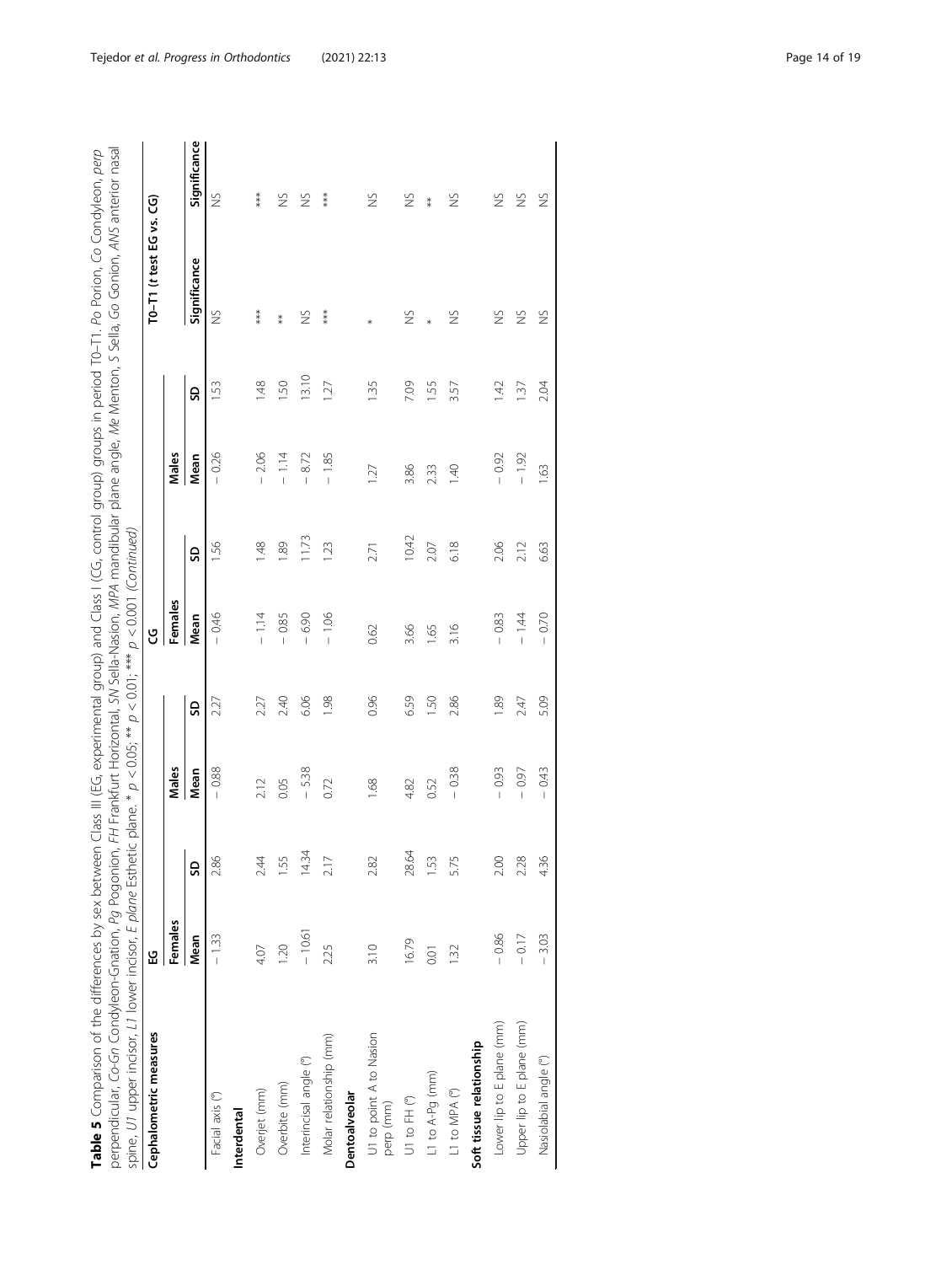**Table 5** Comparison of the differences by sex between Class III (EG, experimental group) and Class I (CG, control group) groups in period T0–T1. *Po* Porion, *Co* Condyleon, *perp* perpendicular, *Co-Gn* Condyleon-Gnation, *Pg* Pogonion, *FH* Frankfurt Horizontal, *SN* Sella-Nasion, *MPA* mandibular plane angle, *Me* Menton, *S* Sella, *Go* Gonion, *ANS* anterior nasal spine, *U1* upper incisor, *L1* lower incisor, *E plane* Esthetic plane. * $p < 0.05$; ** $p < 0.01$; *** $p < 0.001$ *(Continued)*

| Cephalometric measures | EG | | | | CG | | | | T0–T1 (t test EG vs. CG) | |
|---|---|---|---|---|---|---|---|---|---|---|
| | Females | | Males | | Females | | Males | | | |
| | Mean | SD | Mean | SD | Mean | SD | Mean | SD | Significance | Significance |
| Facial axis (°) | − 1.33 | 2.86 | − 0.88 | 2.27 | − 0.46 | 1.56 | − 0.26 | 1.53 | NS | NS |
| **Interdental** | | | | | | | | | | |
| Overjet (mm) | 4.07 | 2.44 | 2.12 | 2.27 | − 1.14 | 1.48 | − 2.06 | 1.48 | *** | *** |
| Overbite (mm) | 1.20 | 1.55 | 0.05 | 2.40 | − 0.85 | 1.89 | − 1.14 | 1.50 | ** | NS |
| Interincisal angle (°) | − 10.61 | 14.34 | − 5.38 | 6.06 | − 6.90 | 11.73 | − 8.72 | 13.10 | NS | NS |
| Molar relationship (mm) | 2.25 | 2.17 | 0.72 | 1.98 | − 1.06 | 1.23 | − 1.85 | 1.27 | *** | *** |
| **Dentoalveolar** | | | | | | | | | | |
| U1 to point A to Nasion perp (mm) | 3.10 | 2.82 | 1.68 | 0.96 | 0.62 | 2.71 | 1.27 | 1.35 | * | NS |
| U1 to FH (°) | 16.79 | 28.64 | 4.82 | 6.59 | 3.66 | 10.42 | 3.86 | 7.09 | NS | NS |
| L1 to A-Pg (mm) | 0.01 | 1.53 | 0.52 | 1.50 | 1.65 | 2.07 | 2.33 | 1.55 | * | ** |
| L1 to MPA (°) | 1.32 | 5.75 | − 0.38 | 2.86 | 3.16 | 6.18 | 1.40 | 3.57 | NS | NS |
| **Soft tissue relationship** | | | | | | | | | | |
| Lower lip to E plane (mm) | − 0.86 | 2.00 | − 0.93 | 1.89 | − 0.83 | 2.06 | − 0.92 | 1.42 | NS | NS |
| Upper lip to E plane (mm) | − 0.17 | 2.28 | − 0.97 | 2.47 | − 1.44 | 2.12 | − 1.92 | 1.37 | NS | NS |
| Nasiolabial angle (°) | − 3.03 | 4.36 | − 0.43 | 5.09 | − 0.70 | 6.63 | 1.63 | 2.04 | NS | NS |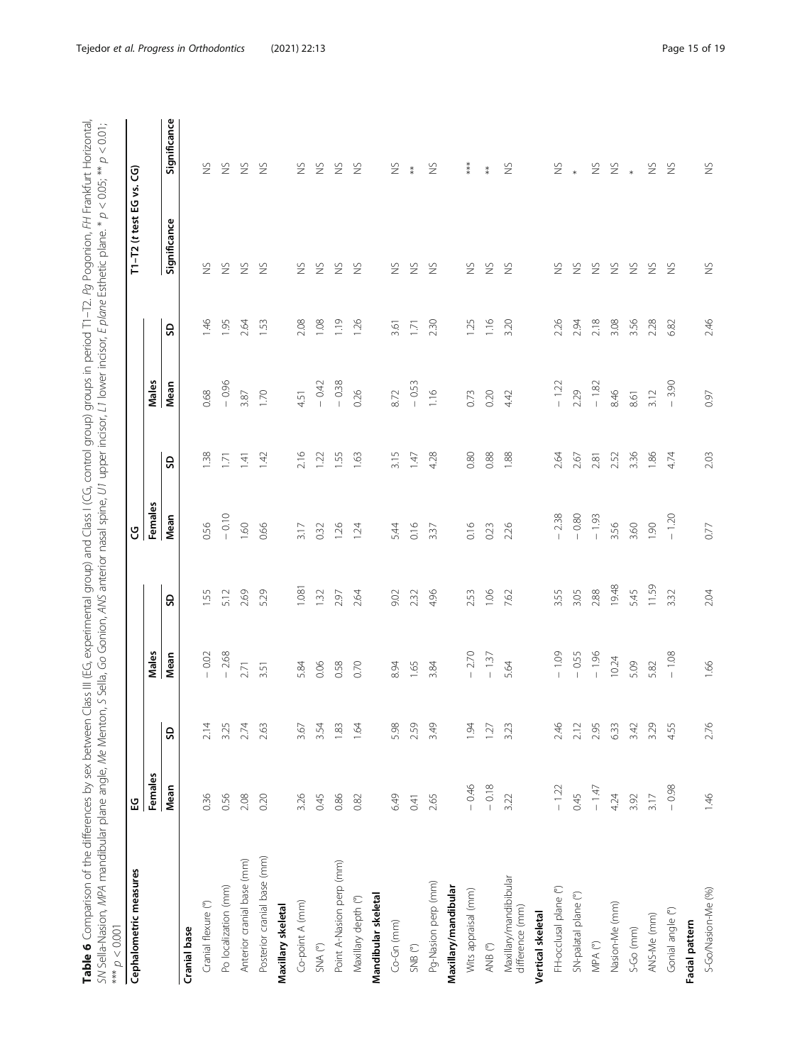**Table 6** Comparison of the differences by sex between Class III (EG, experimental group) and Class I (CG, control group) groups in period T1–T2. *Pg* Pogonion, *FH* Frankfurt Horizontal, *SN* Sella-Nasion, *MPA* mandibular plane angle, *Me* Menton, *S* Sella, *Go* Gonion, *ANS* anterior nasal spine, *U1* upper incisor, *L1* lower incisor, *E plane* Esthetic plane. * $p < 0.05$; ** $p < 0.01$; *** $p < 0.001$

| Cephalometric measures | EG | | | | CG | | | | T1–T2 (t test EG vs. CG) | |
|---|---|---|---|---|---|---|---|---|---|---|
| | Females | | Males | | Females | | Males | | | |
| | Mean | SD | Mean | SD | Mean | SD | Mean | SD | Significance | Significance |
| **Cranial base** | | | | | | | | | | |
| Cranial flexure (°) | 0.36 | 2.14 | − 0.02 | 1.55 | 0.56 | 1.38 | 0.68 | 1.46 | NS | NS |
| Po localization (mm) | 0.56 | 3.25 | − 2.68 | 5.12 | − 0.10 | 1.71 | − 0.96 | 1.95 | NS | NS |
| Anterior cranial base (mm) | 2.08 | 2.74 | 2.71 | 2.69 | 1.60 | 1.41 | 3.87 | 2.64 | NS | NS |
| Posterior cranial base (mm) | 0.20 | 2.63 | 3.51 | 5.29 | 0.66 | 1.42 | 1.70 | 1.53 | NS | NS |
| **Maxillary skeletal** | | | | | | | | | | |
| Co-point A (mm) | 3.26 | 3.67 | 5.84 | 1.081 | 3.17 | 2.16 | 4.51 | 2.08 | NS | NS |
| SNA (°) | 0.45 | 3.54 | 0.06 | 1.32 | 0.32 | 1.22 | − 0.42 | 1.08 | NS | NS |
| Point A-Nasion perp (mm) | 0.86 | 1.83 | 0.58 | 2.97 | 1.26 | 1.55 | − 0.38 | 1.19 | NS | NS |
| Maxillary depth (°) | 0.82 | 1.64 | 0.70 | 2.64 | 1.24 | 1.63 | 0.26 | 1.26 | NS | NS |
| **Mandibular skeletal** | | | | | | | | | | |
| Co-Gn (mm) | 6.49 | 5.98 | 8.94 | 9.02 | 5.44 | 3.15 | 8.72 | 3.61 | NS | NS |
| SNB (°) | 0.41 | 2.59 | 1.65 | 2.32 | 0.16 | 1.47 | − 0.53 | 1.71 | NS | ** |
| Pg-Nasion perp (mm) | 2.65 | 3.49 | 3.84 | 4.96 | 3.37 | 4.28 | 1.16 | 2.30 | NS | NS |
| **Maxillary/mandibular** | | | | | | | | | | |
| Wits appraisal (mm) | − 0.46 | 1.94 | − 2.70 | 2.53 | 0.16 | 0.80 | 0.73 | 1.25 | NS | *** |
| ANB (°) | − 0.18 | 1.27 | − 1.37 | 1.06 | 0.23 | 0.88 | 0.20 | 1.16 | NS | ** |
| Maxillary/mandibular difference (mm) | 3.22 | 3.23 | 5.64 | 7.62 | 2.26 | 1.88 | 4.42 | 3.20 | NS | NS |
| **Vertical skeletal** | | | | | | | | | | |
| FH-occlusal plane (°) | − 1.22 | 2.46 | − 1.09 | 3.55 | − 2.38 | 2.64 | − 1.22 | 2.26 | NS | NS |
| SN-palatal plane (°) | 0.45 | 2.12 | − 0.55 | 3.05 | − 0.80 | 2.67 | 2.29 | 2.94 | NS | * |
| MPA (°) | − 1.47 | 2.95 | − 1.96 | 2.88 | − 1.93 | 2.81 | − 1.82 | 2.18 | NS | NS |
| Nasion-Me (mm) | 4.24 | 6.33 | 10.24 | 19.48 | 3.56 | 2.52 | 8.46 | 3.08 | NS | NS |
| S-Go (mm) | 3.92 | 3.42 | 5.09 | 5.45 | 3.60 | 3.36 | 8.61 | 3.56 | NS | * |
| ANS-Me (mm) | 3.17 | 3.29 | 5.82 | 11.59 | 1.90 | 1.86 | 3.12 | 2.28 | NS | NS |
| Gonial angle (°) | − 0.98 | 4.55 | − 1.08 | 3.32 | − 1.20 | 4.74 | − 3.90 | 6.82 | NS | NS |
| **Facial pattern** | | | | | | | | | | |
| S-Go/Nasion-Me (%) | 1.46 | 2.76 | 1.66 | 2.04 | 0.77 | 2.03 | 0.97 | 2.46 | NS | NS |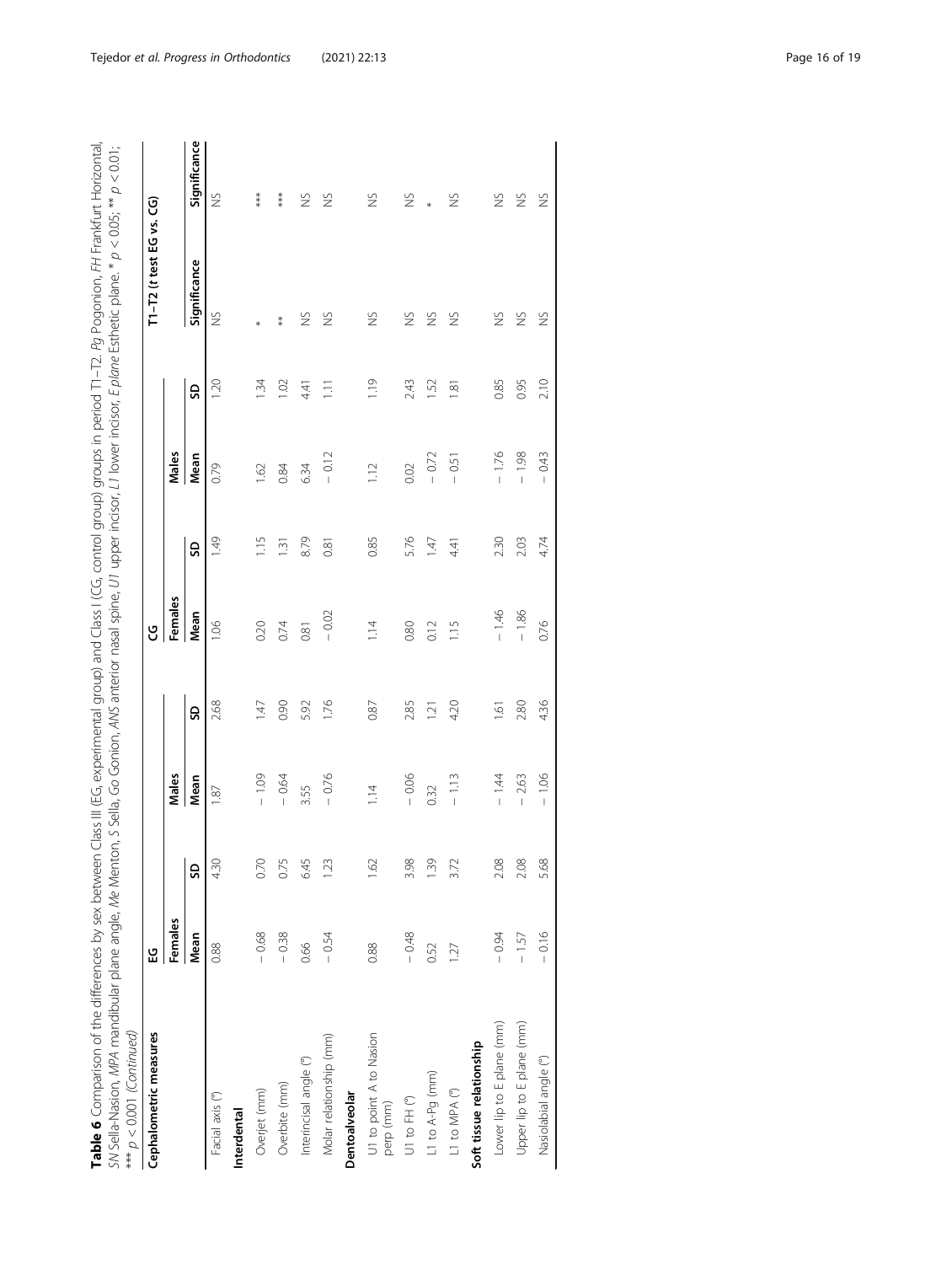**Table 6** Comparison of the differences by sex between Class III (EG, experimental group) and Class I (CG, control group) groups in period T1–T2. *Pg* Pogonion, *FH* Frankfurt Horizontal, *SN* Sella-Nasion, *MPA* mandibular plane angle, *Me* Menton, *S* Sella, *Go* Gonion, *ANS* anterior nasal spine, *U1* upper incisor, *L1* lower incisor, *E plane* Esthetic plane. * $p < 0.05$; ** $p < 0.01$; *** $p < 0.001$ *(Continued)*

| Cephalometric measures | EG | | | | CG | | | | T1–T2 (t test EG vs. CG) | |
|---|---|---|---|---|---|---|---|---|---|---|
| | Females | | Males | | Females | | Males | | | |
| | Mean | SD | Mean | SD | Mean | SD | Mean | SD | Significance | Significance |
| Facial axis (°) | 0.88 | 4.30 | 1.87 | 2.68 | 1.06 | 1.49 | 0.79 | 1.20 | NS | NS |
| **Interdental** | | | | | | | | | | |
| Overjet (mm) | − 0.68 | 0.70 | − 1.09 | 1.47 | 0.20 | 1.15 | 1.62 | 1.34 | * | *** |
| Overbite (mm) | − 0.38 | 0.75 | − 0.64 | 0.90 | 0.74 | 1.31 | 0.84 | 1.02 | ** | *** |
| Interincisal angle (°) | 0.66 | 6.45 | 3.55 | 5.92 | 0.81 | 8.79 | 6.34 | 4.41 | NS | NS |
| Molar relationship (mm) | − 0.54 | 1.23 | − 0.76 | 1.76 | − 0.02 | 0.81 | − 0.12 | 1.11 | NS | NS |
| **Dentoalveolar** | | | | | | | | | | |
| U1 to point A to Nasion perp (mm) | 0.88 | 1.62 | 1.14 | 0.87 | 1.14 | 0.85 | 1.12 | 1.19 | NS | NS |
| U1 to FH (°) | − 0.48 | 3.98 | − 0.06 | 2.85 | 0.80 | 5.76 | 0.02 | 2.43 | NS | NS |
| L1 to A-Pg (mm) | 0.52 | 1.39 | 0.32 | 1.21 | 0.12 | 1.47 | − 0.72 | 1.52 | NS | * |
| L1 to MPA (°) | 1.27 | 3.72 | − 1.13 | 4.20 | 1.15 | 4.41 | − 0.51 | 1.81 | NS | NS |
| **Soft tissue relationship** | | | | | | | | | | |
| Lower lip to E plane (mm) | − 0.94 | 2.08 | − 1.44 | 1.61 | − 1.46 | 2.30 | − 1.76 | 0.85 | NS | NS |
| Upper lip to E plane (mm) | − 1.57 | 2.08 | − 2.63 | 2.80 | − 1.86 | 2.03 | − 1.98 | 0.95 | NS | NS |
| Nasiolabial angle (°) | − 0.16 | 5.68 | − 1.06 | 4.36 | 0.76 | 4.74 | − 0.43 | 2.10 | NS | NS |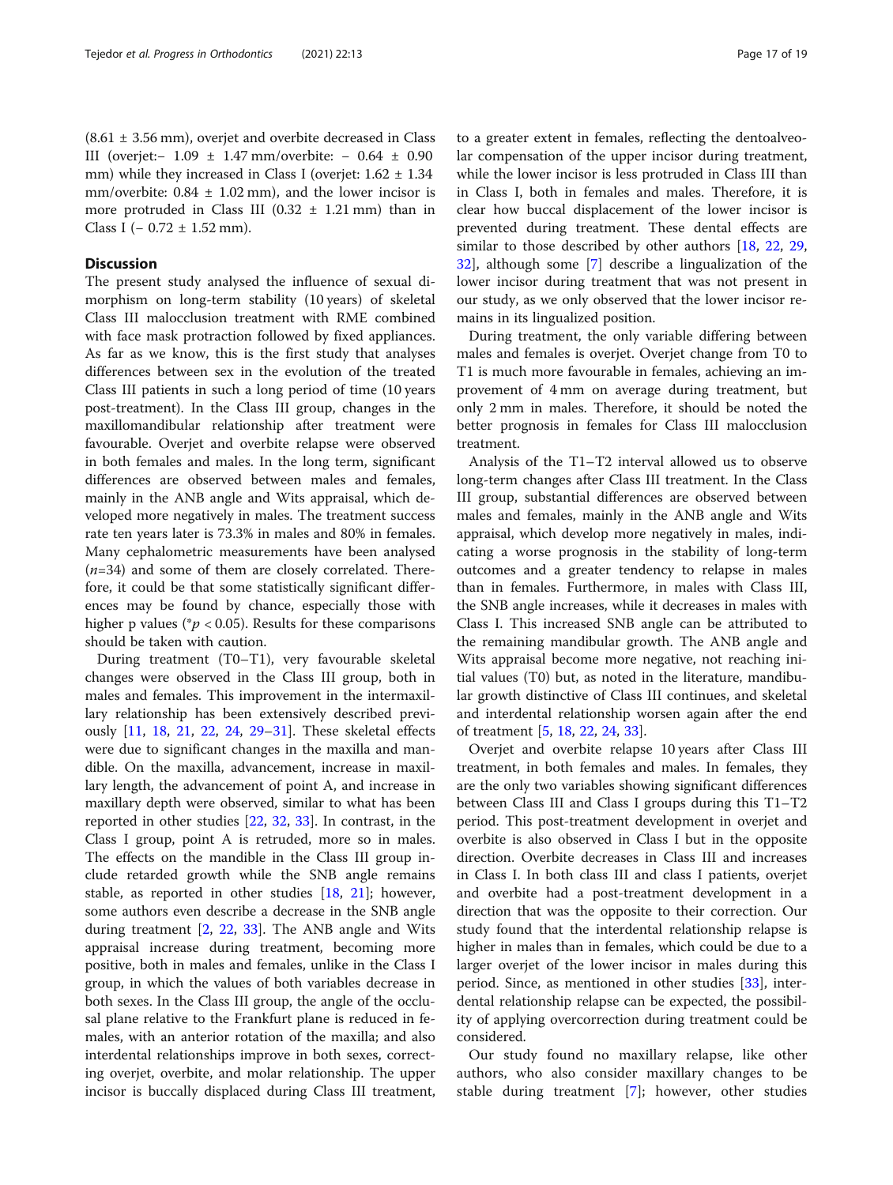(8.61 ± 3.56 mm), overjet and overbite decreased in Class III (overjet:− 1.09 ± 1.47 mm/overbite: − 0.64 ± 0.90 mm) while they increased in Class I (overjet: 1.62 ± 1.34 mm/overbite: 0.84 ± 1.02 mm), and the lower incisor is more protruded in Class III (0.32 ± 1.21 mm) than in Class I (− 0.72 ± 1.52 mm).

## Discussion

The present study analysed the influence of sexual dimorphism on long-term stability (10 years) of skeletal Class III malocclusion treatment with RME combined with face mask protraction followed by fixed appliances. As far as we know, this is the first study that analyses differences between sex in the evolution of the treated Class III patients in such a long period of time (10 years post-treatment). In the Class III group, changes in the maxillomandibular relationship after treatment were favourable. Overjet and overbite relapse were observed in both females and males. In the long term, significant differences are observed between males and females, mainly in the ANB angle and Wits appraisal, which developed more negatively in males. The treatment success rate ten years later is 73.3% in males and 80% in females. Many cephalometric measurements have been analysed ($n$=34) and some of them are closely correlated. Therefore, it could be that some statistically significant differences may be found by chance, especially those with higher p values (* $p < 0.05$). Results for these comparisons should be taken with caution.

During treatment (T0–T1), very favourable skeletal changes were observed in the Class III group, both in males and females. This improvement in the intermaxillary relationship has been extensively described previously [11, 18, 21, 22, 24, 29–31]. These skeletal effects were due to significant changes in the maxilla and mandible. On the maxilla, advancement, increase in maxillary length, the advancement of point A, and increase in maxillary depth were observed, similar to what has been reported in other studies [22, 32, 33]. In contrast, in the Class I group, point A is retruded, more so in males. The effects on the mandible in the Class III group include retarded growth while the SNB angle remains stable, as reported in other studies [18, 21]; however, some authors even describe a decrease in the SNB angle during treatment [2, 22, 33]. The ANB angle and Wits appraisal increase during treatment, becoming more positive, both in males and females, unlike in the Class I group, in which the values of both variables decrease in both sexes. In the Class III group, the angle of the occlusal plane relative to the Frankfurt plane is reduced in females, with an anterior rotation of the maxilla; and also interdental relationships improve in both sexes, correcting overjet, overbite, and molar relationship. The upper incisor is buccally displaced during Class III treatment, to a greater extent in females, reflecting the dentoalveolar compensation of the upper incisor during treatment, while the lower incisor is less protruded in Class III than in Class I, both in females and males. Therefore, it is clear how buccal displacement of the lower incisor is prevented during treatment. These dental effects are similar to those described by other authors [18, 22, 29, 32], although some [7] describe a lingualization of the lower incisor during treatment that was not present in our study, as we only observed that the lower incisor remains in its lingualized position.

During treatment, the only variable differing between males and females is overjet. Overjet change from T0 to T1 is much more favourable in females, achieving an improvement of 4 mm on average during treatment, but only 2 mm in males. Therefore, it should be noted the better prognosis in females for Class III malocclusion treatment.

Analysis of the T1–T2 interval allowed us to observe long-term changes after Class III treatment. In the Class III group, substantial differences are observed between males and females, mainly in the ANB angle and Wits appraisal, which develop more negatively in males, indicating a worse prognosis in the stability of long-term outcomes and a greater tendency to relapse in males than in females. Furthermore, in males with Class III, the SNB angle increases, while it decreases in males with Class I. This increased SNB angle can be attributed to the remaining mandibular growth. The ANB angle and Wits appraisal become more negative, not reaching initial values (T0) but, as noted in the literature, mandibular growth distinctive of Class III continues, and skeletal and interdental relationship worsen again after the end of treatment [5, 18, 22, 24, 33].

Overjet and overbite relapse 10 years after Class III treatment, in both females and males. In females, they are the only two variables showing significant differences between Class III and Class I groups during this T1–T2 period. This post-treatment development in overjet and overbite is also observed in Class I but in the opposite direction. Overbite decreases in Class III and increases in Class I. In both class III and class I patients, overjet and overbite had a post-treatment development in a direction that was the opposite to their correction. Our study found that the interdental relationship relapse is higher in males than in females, which could be due to a larger overjet of the lower incisor in males during this period. Since, as mentioned in other studies [33], interdental relationship relapse can be expected, the possibility of applying overcorrection during treatment could be considered.

Our study found no maxillary relapse, like other authors, who also consider maxillary changes to be stable during treatment [7]; however, other studies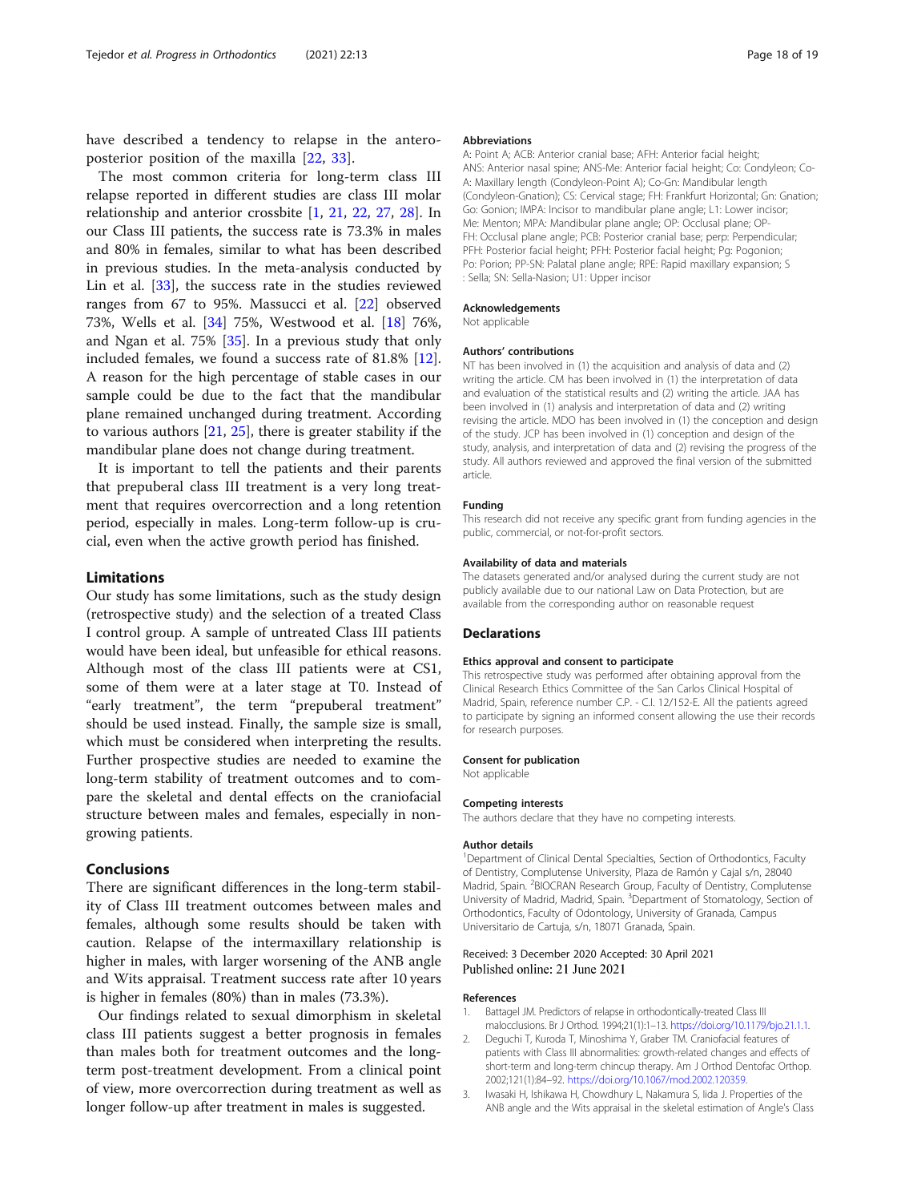have described a tendency to relapse in the anteroposterior position of the maxilla [22, 33].

The most common criteria for long-term class III relapse reported in different studies are class III molar relationship and anterior crossbite [1, 21, 22, 27, 28]. In our Class III patients, the success rate is 73.3% in males and 80% in females, similar to what has been described in previous studies. In the meta-analysis conducted by Lin et al. [33], the success rate in the studies reviewed ranges from 67 to 95%. Massucci et al. [22] observed 73%, Wells et al. [34] 75%, Westwood et al. [18] 76%, and Ngan et al. 75% [35]. In a previous study that only included females, we found a success rate of 81.8% [12]. A reason for the high percentage of stable cases in our sample could be due to the fact that the mandibular plane remained unchanged during treatment. According to various authors [21, 25], there is greater stability if the mandibular plane does not change during treatment.

It is important to tell the patients and their parents that prepuberal class III treatment is a very long treatment that requires overcorrection and a long retention period, especially in males. Long-term follow-up is crucial, even when the active growth period has finished.

## Limitations

Our study has some limitations, such as the study design (retrospective study) and the selection of a treated Class I control group. A sample of untreated Class III patients would have been ideal, but unfeasible for ethical reasons. Although most of the class III patients were at CS1, some of them were at a later stage at T0. Instead of "early treatment", the term "prepuberal treatment" should be used instead. Finally, the sample size is small, which must be considered when interpreting the results. Further prospective studies are needed to examine the long-term stability of treatment outcomes and to compare the skeletal and dental effects on the craniofacial structure between males and females, especially in non-growing patients.

## Conclusions

There are significant differences in the long-term stability of Class III treatment outcomes between males and females, although some results should be taken with caution. Relapse of the intermaxillary relationship is higher in males, with larger worsening of the ANB angle and Wits appraisal. Treatment success rate after 10 years is higher in females (80%) than in males (73.3%).

Our findings related to sexual dimorphism in skeletal class III patients suggest a better prognosis in females than males both for treatment outcomes and the long-term post-treatment development. From a clinical point of view, more overcorrection during treatment as well as longer follow-up after treatment in males is suggested.

### Abbreviations

A: Point A; ACB: Anterior cranial base; AFH: Anterior facial height; ANS: Anterior nasal spine; ANS-Me: Anterior facial height; Co: Condyleon; Co-A: Maxillary length (Condyleon-Point A); Co-Gn: Mandibular length (Condyleon-Gnation); CS: Cervical stage; FH: Frankfurt Horizontal; Gn: Gnation; Go: Gonion; IMPA: Incisor to mandibular plane angle; L1: Lower incisor; Me: Menton; MPA: Mandibular plane angle; OP: Occlusal plane; OP-FH: Occlusal plane angle; PCB: Posterior cranial base; perp: Perpendicular; PFH: Posterior facial height; PFH: Posterior facial height; Pg: Pogonion; Po: Porion; PP-SN: Palatal plane angle; RPE: Rapid maxillary expansion; S : Sella; SN: Sella-Nasion; U1: Upper incisor

### Acknowledgements

Not applicable

### Authors' contributions

NT has been involved in (1) the acquisition and analysis of data and (2) writing the article. CM has been involved in (1) the interpretation of data and evaluation of the statistical results and (2) writing the article. JAA has been involved in (1) analysis and interpretation of data and (2) writing revising the article. MDO has been involved in (1) the conception and design of the study. JCP has been involved in (1) conception and design of the study, analysis, and interpretation of data and (2) revising the progress of the study. All authors reviewed and approved the final version of the submitted article.

### Funding

This research did not receive any specific grant from funding agencies in the public, commercial, or not-for-profit sectors.

### Availability of data and materials

The datasets generated and/or analysed during the current study are not publicly available due to our national Law on Data Protection, but are available from the corresponding author on reasonable request

## Declarations

### Ethics approval and consent to participate

This retrospective study was performed after obtaining approval from the Clinical Research Ethics Committee of the San Carlos Clinical Hospital of Madrid, Spain, reference number C.P. - C.I. 12/152-E. All the patients agreed to participate by signing an informed consent allowing the use their records for research purposes.

### Consent for publication

Not applicable

### Competing interests

The authors declare that they have no competing interests.

### Author details

[1]Department of Clinical Dental Specialties, Section of Orthodontics, Faculty of Dentistry, Complutense University, Plaza de Ramón y Cajal s/n, 28040 Madrid, Spain. [2]BIOCRAN Research Group, Faculty of Dentistry, Complutense University of Madrid, Madrid, Spain. [3]Department of Stomatology, Section of Orthodontics, Faculty of Odontology, University of Granada, Campus Universitario de Cartuja, s/n, 18071 Granada, Spain.

Received: 3 December 2020 Accepted: 30 April 2021
Published online: 21 June 2021

### References

1. Battagel JM. Predictors of relapse in orthodontically-treated Class III malocclusions. Br J Orthod. 1994;21(1):1–13. https://doi.org/10.1179/bjo.21.1.1.
2. Deguchi T, Kuroda T, Minoshima Y, Graber TM. Craniofacial features of patients with Class III abnormalities: growth-related changes and effects of short-term and long-term chincup therapy. Am J Orthod Dentofac Orthop. 2002;121(1):84–92. https://doi.org/10.1067/mod.2002.120359.
3. Iwasaki H, Ishikawa H, Chowdhury L, Nakamura S, Iida J. Properties of the ANB angle and the Wits appraisal in the skeletal estimation of Angle's Class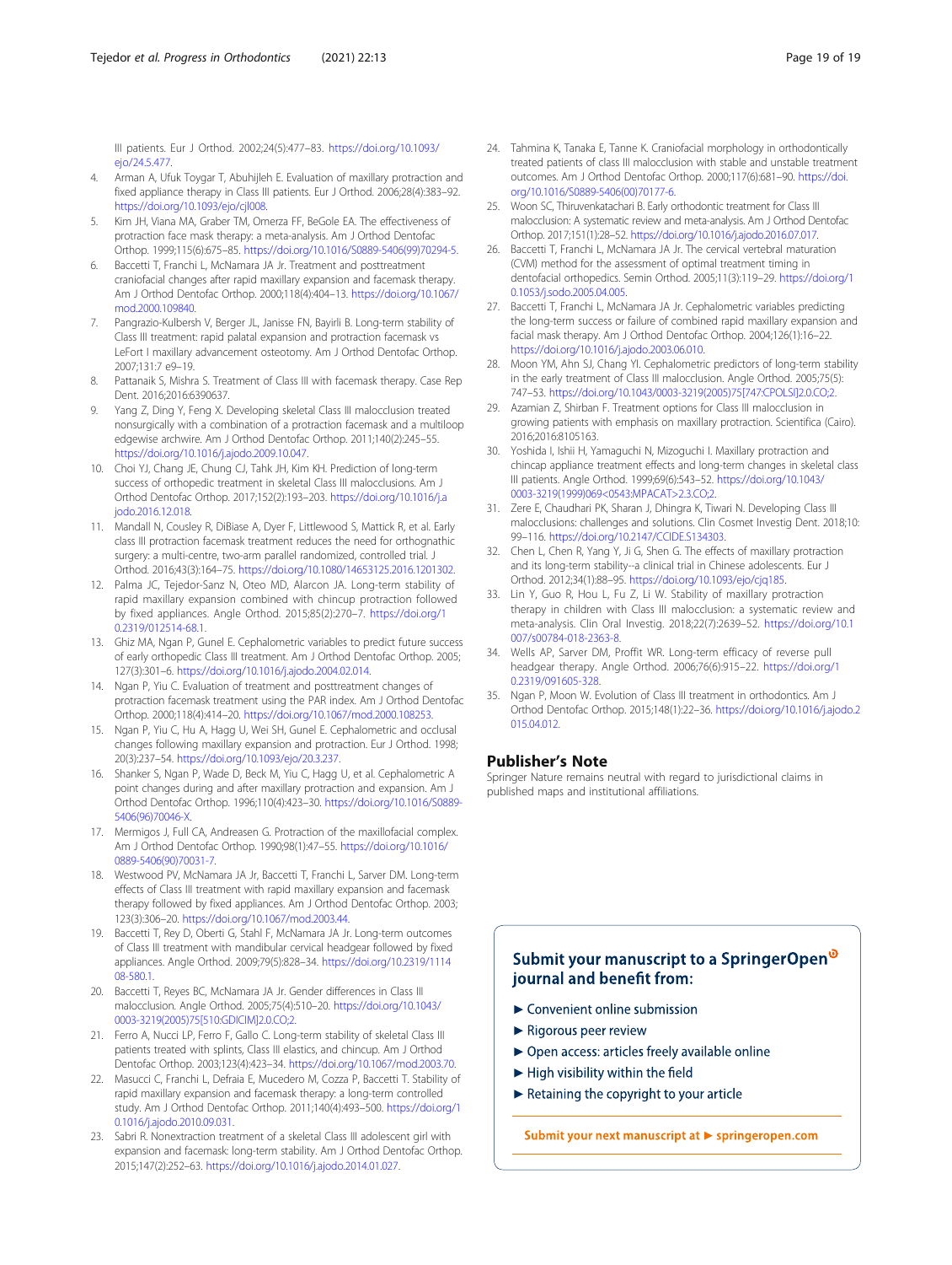III patients. Eur J Orthod. 2002;24(5):477–83. https://doi.org/10.1093/ejo/24.5.477.

4. Arman A, Ufuk Toygar T, Abuhijleh E. Evaluation of maxillary protraction and fixed appliance therapy in Class III patients. Eur J Orthod. 2006;28(4):383–92. https://doi.org/10.1093/ejo/cjl008.
5. Kim JH, Viana MA, Graber TM, Omerza FF, BeGole EA. The effectiveness of protraction face mask therapy: a meta-analysis. Am J Orthod Dentofac Orthop. 1999;115(6):675–85. https://doi.org/10.1016/S0889-5406(99)70294-5.
6. Baccetti T, Franchi L, McNamara JA Jr. Treatment and posttreatment craniofacial changes after rapid maxillary expansion and facemask therapy. Am J Orthod Dentofac Orthop. 2000;118(4):404–13. https://doi.org/10.1067/mod.2000.109840.
7. Pangrazio-Kulbersh V, Berger JL, Janisse FN, Bayirli B. Long-term stability of Class III treatment: rapid palatal expansion and protraction facemask vs LeFort I maxillary advancement osteotomy. Am J Orthod Dentofac Orthop. 2007;131:7 e9–19.
8. Pattanaik S, Mishra S. Treatment of Class III with facemask therapy. Case Rep Dent. 2016;2016:6390637.
9. Yang Z, Ding Y, Feng X. Developing skeletal Class III malocclusion treated nonsurgically with a combination of a protraction facemask and a multiloop edgewise archwire. Am J Orthod Dentofac Orthop. 2011;140(2):245–55. https://doi.org/10.1016/j.ajodo.2009.10.047.
10. Choi YJ, Chang JE, Chung CJ, Tahk JH, Kim KH. Prediction of long-term success of orthopedic treatment in skeletal Class III malocclusions. Am J Orthod Dentofac Orthop. 2017;152(2):193–203. https://doi.org/10.1016/j.ajodo.2016.12.018.
11. Mandall N, Cousley R, DiBiase A, Dyer F, Littlewood S, Mattick R, et al. Early class III protraction facemask treatment reduces the need for orthognathic surgery: a multi-centre, two-arm parallel randomized, controlled trial. J Orthod. 2016;43(3):164–75. https://doi.org/10.1080/14653125.2016.1201302.
12. Palma JC, Tejedor-Sanz N, Oteo MD, Alarcon JA. Long-term stability of rapid maxillary expansion combined with chincup protraction followed by fixed appliances. Angle Orthod. 2015;85(2):270–7. https://doi.org/10.2319/012514-68.1.
13. Ghiz MA, Ngan P, Gunel E. Cephalometric variables to predict future success of early orthopedic Class III treatment. Am J Orthod Dentofac Orthop. 2005;127(3):301–6. https://doi.org/10.1016/j.ajodo.2004.02.014.
14. Ngan P, Yiu C. Evaluation of treatment and posttreatment changes of protraction facemask treatment using the PAR index. Am J Orthod Dentofac Orthop. 2000;118(4):414–20. https://doi.org/10.1067/mod.2000.108253.
15. Ngan P, Yiu C, Hu A, Hagg U, Wei SH, Gunel E. Cephalometric and occlusal changes following maxillary expansion and protraction. Eur J Orthod. 1998;20(3):237–54. https://doi.org/10.1093/ejo/20.3.237.
16. Shanker S, Ngan P, Wade D, Beck M, Yiu C, Hagg U, et al. Cephalometric A point changes during and after maxillary protraction and expansion. Am J Orthod Dentofac Orthop. 1996;110(4):423–30. https://doi.org/10.1016/S0889-5406(96)70046-X.
17. Mermigos J, Full CA, Andreasen G. Protraction of the maxillofacial complex. Am J Orthod Dentofac Orthop. 1990;98(1):47–55. https://doi.org/10.1016/0889-5406(90)70031-7.
18. Westwood PV, McNamara JA Jr, Baccetti T, Franchi L, Sarver DM. Long-term effects of Class III treatment with rapid maxillary expansion and facemask therapy followed by fixed appliances. Am J Orthod Dentofac Orthop. 2003;123(3):306–20. https://doi.org/10.1067/mod.2003.44.
19. Baccetti T, Rey D, Oberti G, Stahl F, McNamara JA Jr. Long-term outcomes of Class III treatment with mandibular cervical headgear followed by fixed appliances. Angle Orthod. 2009;79(5):828–34. https://doi.org/10.2319/111408-580.1.
20. Baccetti T, Reyes BC, McNamara JA Jr. Gender differences in Class III malocclusion. Angle Orthod. 2005;75(4):510–20. https://doi.org/10.1043/0003-3219(2005)75[510:GDICIM]2.0.CO;2.
21. Ferro A, Nucci LP, Ferro F, Gallo C. Long-term stability of skeletal Class III patients treated with splints, Class III elastics, and chincup. Am J Orthod Dentofac Orthop. 2003;123(4):423–34. https://doi.org/10.1067/mod.2003.70.
22. Masucci C, Franchi L, Defraia E, Mucedero M, Cozza P, Baccetti T. Stability of rapid maxillary expansion and facemask therapy: a long-term controlled study. Am J Orthod Dentofac Orthop. 2011;140(4):493–500. https://doi.org/10.1016/j.ajodo.2010.09.031.
23. Sabri R. Nonextraction treatment of a skeletal Class III adolescent girl with expansion and facemask: long-term stability. Am J Orthod Dentofac Orthop. 2015;147(2):252–63. https://doi.org/10.1016/j.ajodo.2014.01.027.
24. Tahmina K, Tanaka E, Tanne K. Craniofacial morphology in orthodontically treated patients of class III malocclusion with stable and unstable treatment outcomes. Am J Orthod Dentofac Orthop. 2000;117(6):681–90. https://doi.org/10.1016/S0889-5406(00)70177-6.
25. Woon SC, Thiruvenkatachari B. Early orthodontic treatment for Class III malocclusion: A systematic review and meta-analysis. Am J Orthod Dentofac Orthop. 2017;151(1):28–52. https://doi.org/10.1016/j.ajodo.2016.07.017.
26. Baccetti T, Franchi L, McNamara JA Jr. The cervical vertebral maturation (CVM) method for the assessment of optimal treatment timing in dentofacial orthopedics. Semin Orthod. 2005;11(3):119–29. https://doi.org/10.1053/j.sodo.2005.04.005.
27. Baccetti T, Franchi L, McNamara JA Jr. Cephalometric variables predicting the long-term success or failure of combined rapid maxillary expansion and facial mask therapy. Am J Orthod Dentofac Orthop. 2004;126(1):16–22. https://doi.org/10.1016/j.ajodo.2003.06.010.
28. Moon YM, Ahn SJ, Chang YI. Cephalometric predictors of long-term stability in the early treatment of Class III malocclusion. Angle Orthod. 2005;75(5):747–53. https://doi.org/10.1043/0003-3219(2005)75[747:CPOLSI]2.0.CO;2.
29. Azamian Z, Shirban F. Treatment options for Class III malocclusion in growing patients with emphasis on maxillary protraction. Scientifica (Cairo). 2016;2016:8105163.
30. Yoshida I, Ishii H, Yamaguchi N, Mizoguchi I. Maxillary protraction and chincap appliance treatment effects and long-term changes in skeletal class III patients. Angle Orthod. 1999;69(6):543–52. https://doi.org/10.1043/0003-3219(1999)069<0543:MPACAT>2.3.CO;2.
31. Zere E, Chaudhari PK, Sharan J, Dhingra K, Tiwari N. Developing Class III malocclusions: challenges and solutions. Clin Cosmet Investig Dent. 2018;10:99–116. https://doi.org/10.2147/CCIDE.S134303.
32. Chen L, Chen R, Yang Y, Ji G, Shen G. The effects of maxillary protraction and its long-term stability--a clinical trial in Chinese adolescents. Eur J Orthod. 2012;34(1):88–95. https://doi.org/10.1093/ejo/cjq185.
33. Lin Y, Guo R, Hou L, Fu Z, Li W. Stability of maxillary protraction therapy in children with Class III malocclusion: a systematic review and meta-analysis. Clin Oral Investig. 2018;22(7):2639–52. https://doi.org/10.1007/s00784-018-2363-8.
34. Wells AP, Sarver DM, Proffit WR. Long-term efficacy of reverse pull headgear therapy. Angle Orthod. 2006;76(6):915–22. https://doi.org/10.2319/091605-328.
35. Ngan P, Moon W. Evolution of Class III treatment in orthodontics. Am J Orthod Dentofac Orthop. 2015;148(1):22–36. https://doi.org/10.1016/j.ajodo.2015.04.012.

## Publisher's Note

Springer Nature remains neutral with regard to jurisdictional claims in published maps and institutional affiliations.

**Submit your manuscript to a SpringerOpen journal and benefit from:**

- ► Convenient online submission
- ► Rigorous peer review
- ► Open access: articles freely available online
- ► High visibility within the field
- ► Retaining the copyright to your article

**Submit your next manuscript at ► springeropen.com**